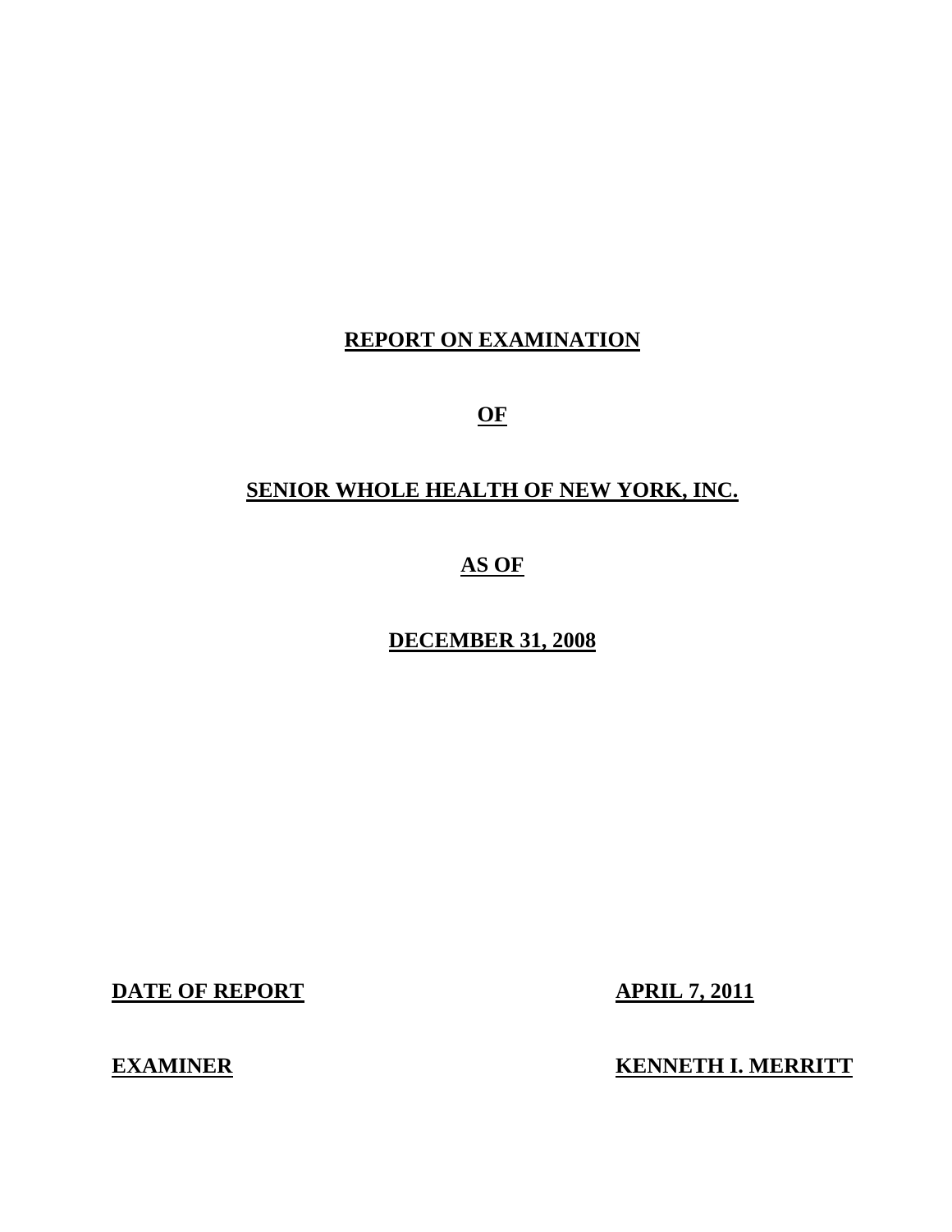# REPORT ON EXAMINATION

# OF

# SENIOR WHOLE HEALTH OF NEW YORK, INC.

# AS OF

# DECEMBER 31, 2008

| **DATE OF REPORT** | **APRIL 7, 2011** |
| --- | --- |
| **EXAMINER** | **KENNETH I. MERRITT** |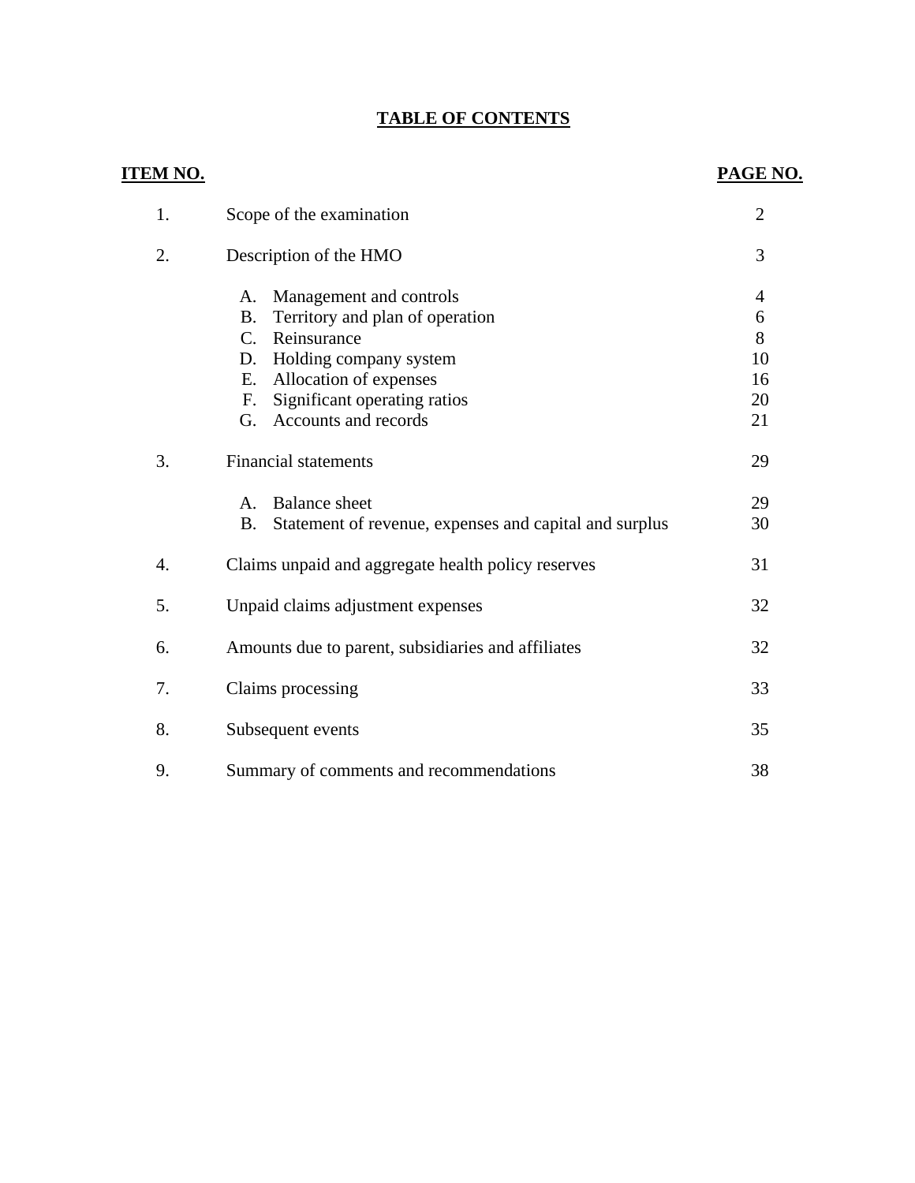# TABLE OF CONTENTS

| ITEM NO. | | PAGE NO. |
|---|---|---|
| 1. | Scope of the examination | 2 |
| 2. | Description of the HMO | 3 |
| | A. Management and controls | 4 |
| | B. Territory and plan of operation | 6 |
| | C. Reinsurance | 8 |
| | D. Holding company system | 10 |
| | E. Allocation of expenses | 16 |
| | F. Significant operating ratios | 20 |
| | G. Accounts and records | 21 |
| 3. | Financial statements | 29 |
| | A. Balance sheet | 29 |
| | B. Statement of revenue, expenses and capital and surplus | 30 |
| 4. | Claims unpaid and aggregate health policy reserves | 31 |
| 5. | Unpaid claims adjustment expenses | 32 |
| 6. | Amounts due to parent, subsidiaries and affiliates | 32 |
| 7. | Claims processing | 33 |
| 8. | Subsequent events | 35 |
| 9. | Summary of comments and recommendations | 38 |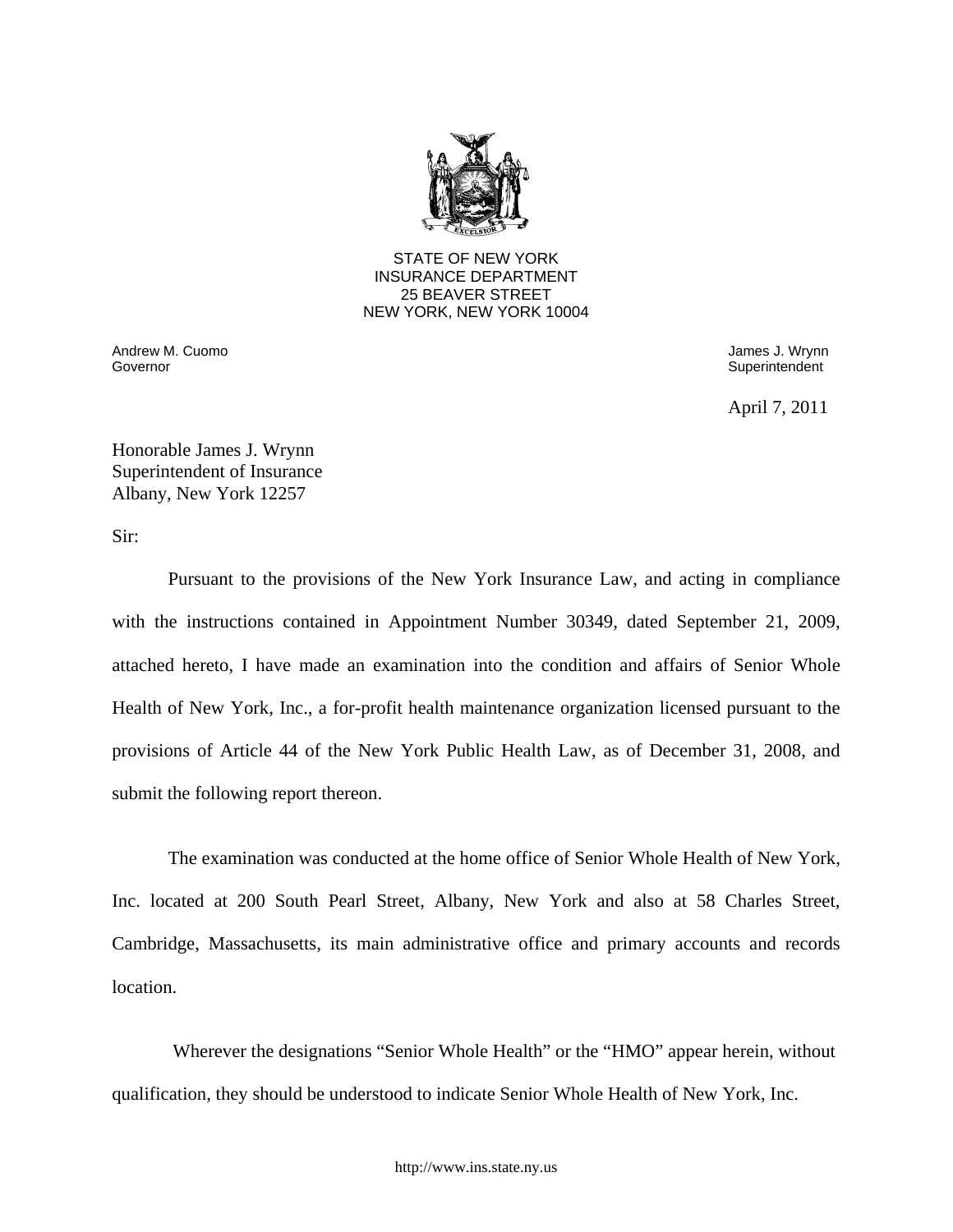STATE OF NEW YORK
INSURANCE DEPARTMENT
25 BEAVER STREET
NEW YORK, NEW YORK 10004

Andrew M. Cuomo
Governor

James J. Wrynn
Superintendent

April 7, 2011

Honorable James J. Wrynn
Superintendent of Insurance
Albany, New York 12257

Sir:

Pursuant to the provisions of the New York Insurance Law, and acting in compliance with the instructions contained in Appointment Number 30349, dated September 21, 2009, attached hereto, I have made an examination into the condition and affairs of Senior Whole Health of New York, Inc., a for-profit health maintenance organization licensed pursuant to the provisions of Article 44 of the New York Public Health Law, as of December 31, 2008, and submit the following report thereon.

The examination was conducted at the home office of Senior Whole Health of New York, Inc. located at 200 South Pearl Street, Albany, New York and also at 58 Charles Street, Cambridge, Massachusetts, its main administrative office and primary accounts and records location.

Wherever the designations "Senior Whole Health" or the "HMO" appear herein, without qualification, they should be understood to indicate Senior Whole Health of New York, Inc.

http://www.ins.state.ny.us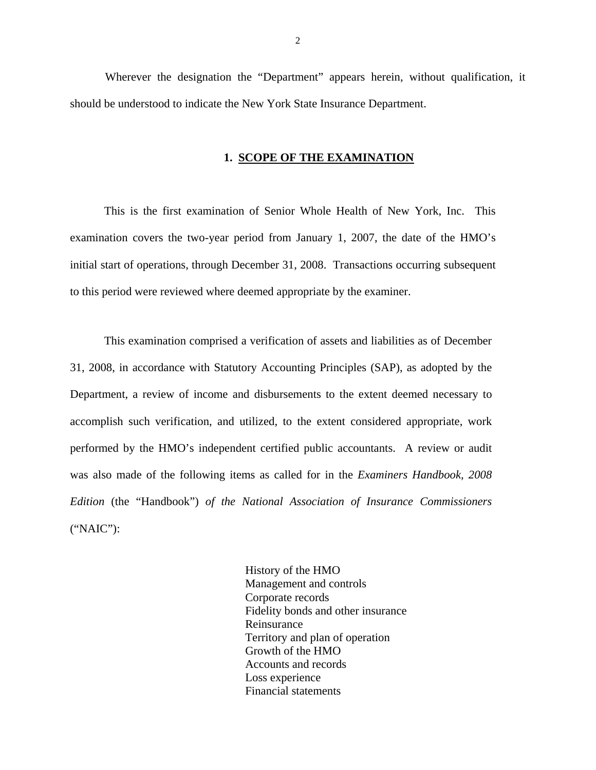Wherever the designation the "Department" appears herein, without qualification, it should be understood to indicate the New York State Insurance Department.

## 1. SCOPE OF THE EXAMINATION

This is the first examination of Senior Whole Health of New York, Inc. This examination covers the two-year period from January 1, 2007, the date of the HMO's initial start of operations, through December 31, 2008. Transactions occurring subsequent to this period were reviewed where deemed appropriate by the examiner.

This examination comprised a verification of assets and liabilities as of December 31, 2008, in accordance with Statutory Accounting Principles (SAP), as adopted by the Department, a review of income and disbursements to the extent deemed necessary to accomplish such verification, and utilized, to the extent considered appropriate, work performed by the HMO's independent certified public accountants. A review or audit was also made of the following items as called for in the *Examiners Handbook, 2008 Edition* (the "Handbook") *of the National Association of Insurance Commissioners* ("NAIC"):

- History of the HMO
- Management and controls
- Corporate records
- Fidelity bonds and other insurance
- Reinsurance
- Territory and plan of operation
- Growth of the HMO
- Accounts and records
- Loss experience
- Financial statements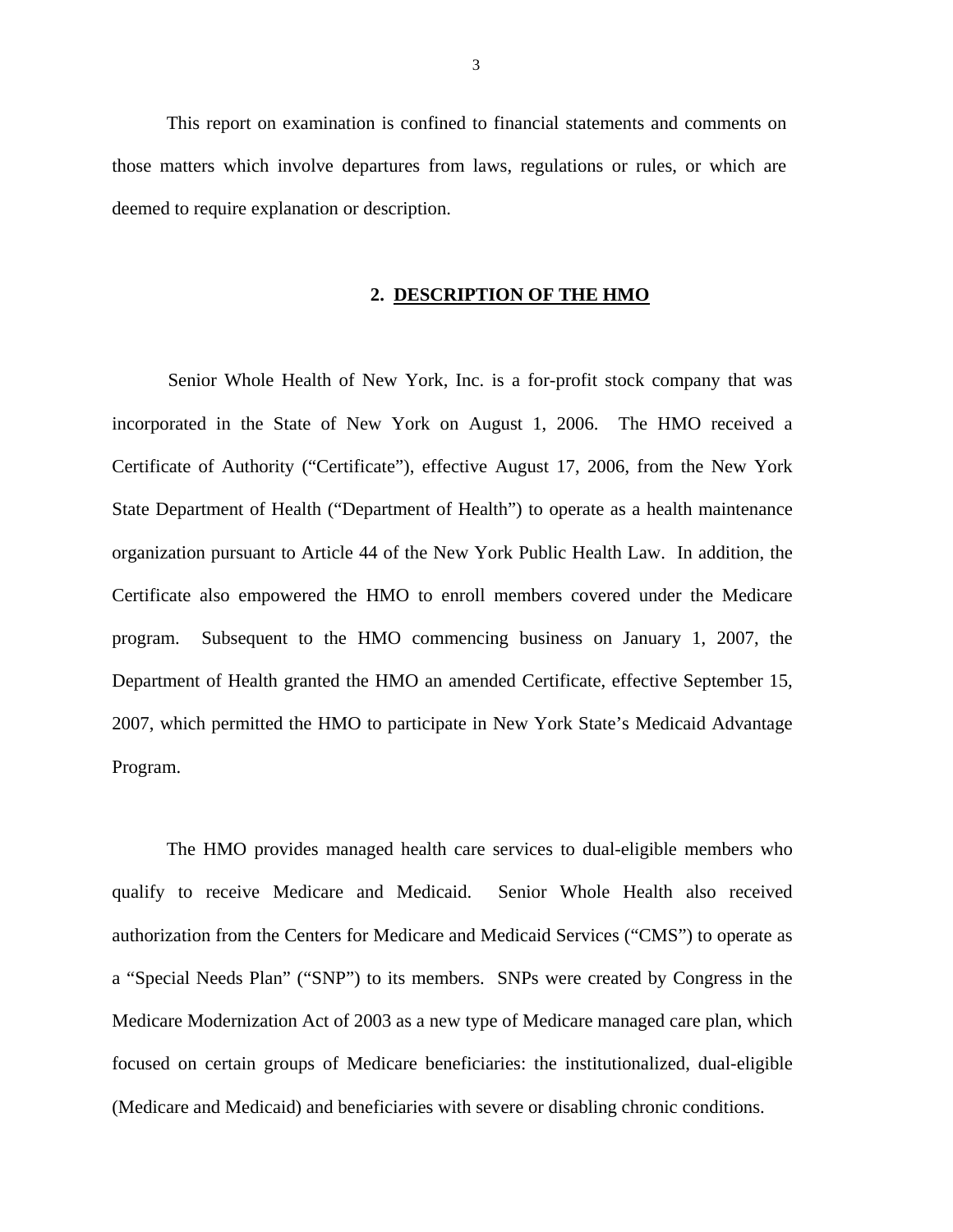This report on examination is confined to financial statements and comments on those matters which involve departures from laws, regulations or rules, or which are deemed to require explanation or description.

## 2. DESCRIPTION OF THE HMO

Senior Whole Health of New York, Inc. is a for-profit stock company that was incorporated in the State of New York on August 1, 2006. The HMO received a Certificate of Authority ("Certificate"), effective August 17, 2006, from the New York State Department of Health ("Department of Health") to operate as a health maintenance organization pursuant to Article 44 of the New York Public Health Law. In addition, the Certificate also empowered the HMO to enroll members covered under the Medicare program. Subsequent to the HMO commencing business on January 1, 2007, the Department of Health granted the HMO an amended Certificate, effective September 15, 2007, which permitted the HMO to participate in New York State's Medicaid Advantage Program.

The HMO provides managed health care services to dual-eligible members who qualify to receive Medicare and Medicaid. Senior Whole Health also received authorization from the Centers for Medicare and Medicaid Services ("CMS") to operate as a "Special Needs Plan" ("SNP") to its members. SNPs were created by Congress in the Medicare Modernization Act of 2003 as a new type of Medicare managed care plan, which focused on certain groups of Medicare beneficiaries: the institutionalized, dual-eligible (Medicare and Medicaid) and beneficiaries with severe or disabling chronic conditions.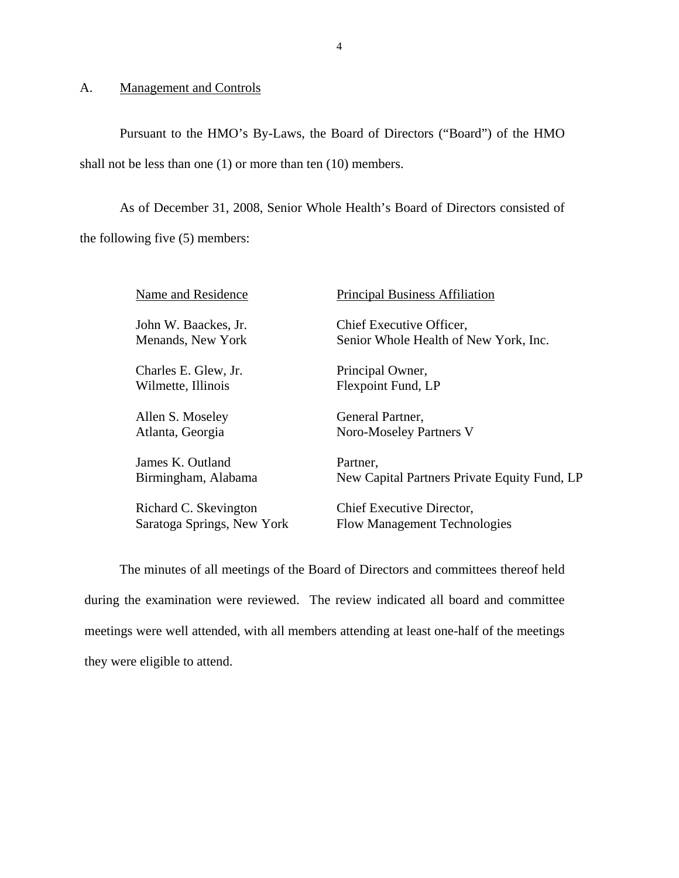## A. Management and Controls

Pursuant to the HMO's By-Laws, the Board of Directors ("Board") of the HMO shall not be less than one (1) or more than ten (10) members.

As of December 31, 2008, Senior Whole Health's Board of Directors consisted of the following five (5) members:

| Name and Residence | Principal Business Affiliation |
|---|---|
| John W. Baackes, Jr.<br>Menands, New York | Chief Executive Officer,<br>Senior Whole Health of New York, Inc. |
| Charles E. Glew, Jr.<br>Wilmette, Illinois | Principal Owner,<br>Flexpoint Fund, LP |
| Allen S. Moseley<br>Atlanta, Georgia | General Partner,<br>Noro-Moseley Partners V |
| James K. Outland<br>Birmingham, Alabama | Partner,<br>New Capital Partners Private Equity Fund, LP |
| Richard C. Skevington<br>Saratoga Springs, New York | Chief Executive Director,<br>Flow Management Technologies |

The minutes of all meetings of the Board of Directors and committees thereof held during the examination were reviewed. The review indicated all board and committee meetings were well attended, with all members attending at least one-half of the meetings they were eligible to attend.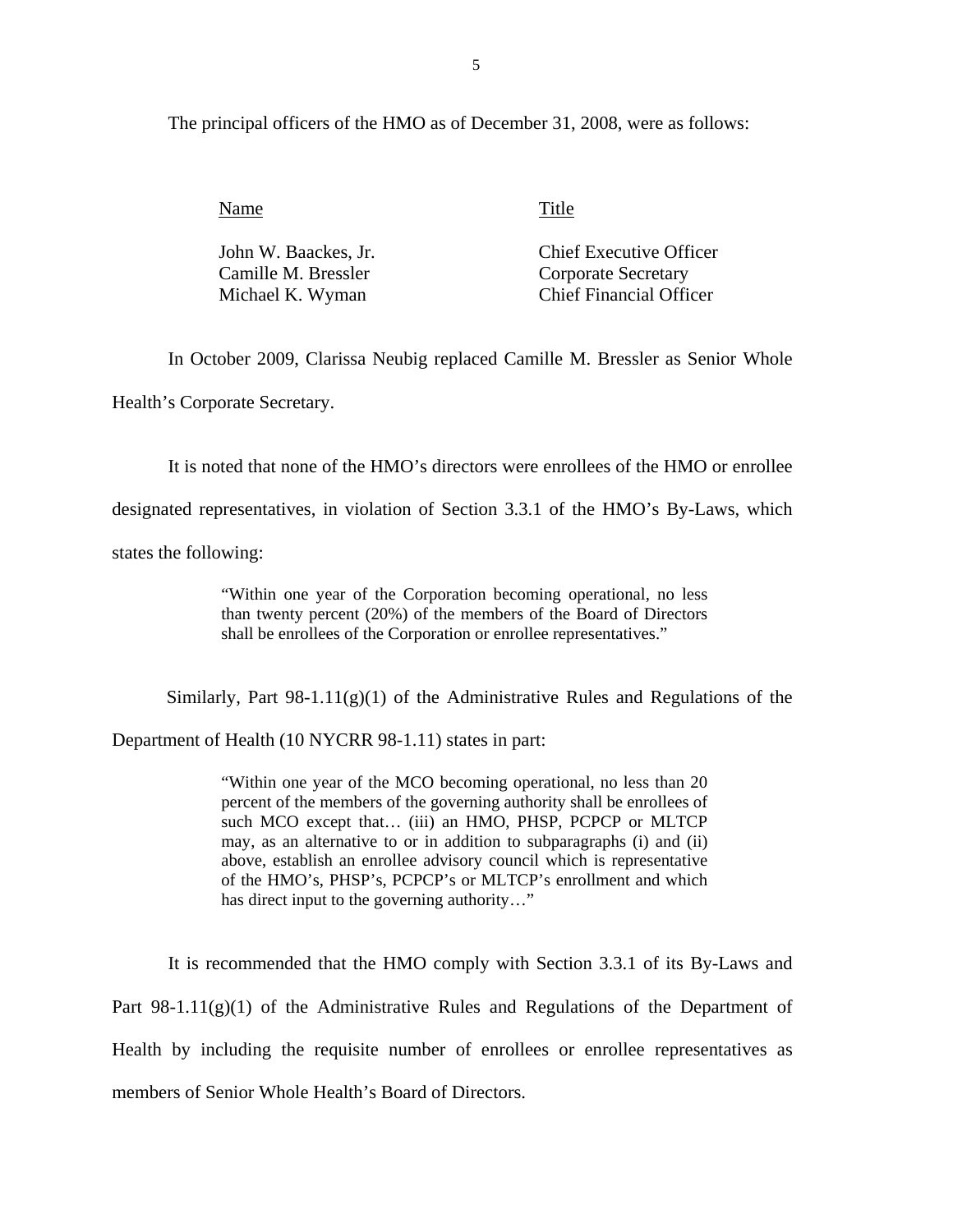The principal officers of the HMO as of December 31, 2008, were as follows:

| Name | Title |
|---|---|
| John W. Baackes, Jr. | Chief Executive Officer |
| Camille M. Bressler | Corporate Secretary |
| Michael K. Wyman | Chief Financial Officer |

In October 2009, Clarissa Neubig replaced Camille M. Bressler as Senior Whole Health's Corporate Secretary.

It is noted that none of the HMO's directors were enrollees of the HMO or enrollee designated representatives, in violation of Section 3.3.1 of the HMO's By-Laws, which states the following:

> "Within one year of the Corporation becoming operational, no less than twenty percent (20%) of the members of the Board of Directors shall be enrollees of the Corporation or enrollee representatives."

Similarly, Part 98-1.11(g)(1) of the Administrative Rules and Regulations of the Department of Health (10 NYCRR 98-1.11) states in part:

> "Within one year of the MCO becoming operational, no less than 20 percent of the members of the governing authority shall be enrollees of such MCO except that… (iii) an HMO, PHSP, PCPCP or MLTCP may, as an alternative to or in addition to subparagraphs (i) and (ii) above, establish an enrollee advisory council which is representative of the HMO's, PHSP's, PCPCP's or MLTCP's enrollment and which has direct input to the governing authority…"

It is recommended that the HMO comply with Section 3.3.1 of its By-Laws and Part 98-1.11(g)(1) of the Administrative Rules and Regulations of the Department of Health by including the requisite number of enrollees or enrollee representatives as members of Senior Whole Health's Board of Directors.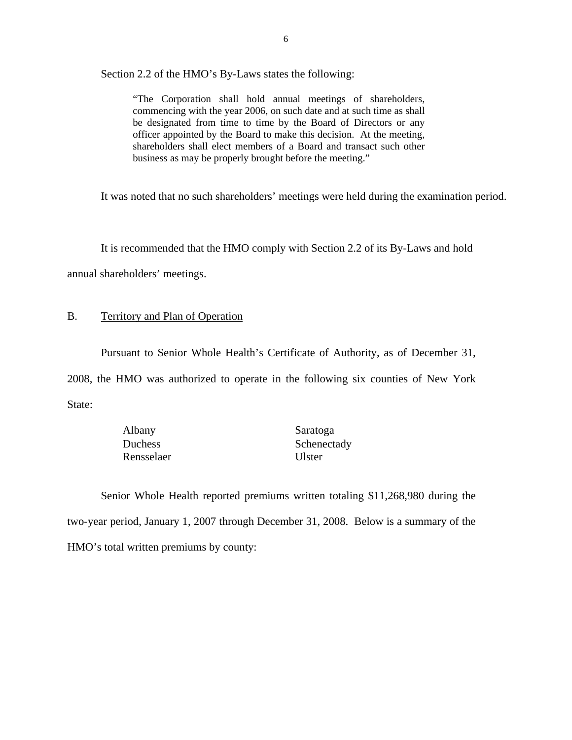Section 2.2 of the HMO's By-Laws states the following:

> "The Corporation shall hold annual meetings of shareholders, commencing with the year 2006, on such date and at such time as shall be designated from time to time by the Board of Directors or any officer appointed by the Board to make this decision. At the meeting, shareholders shall elect members of a Board and transact such other business as may be properly brought before the meeting."

It was noted that no such shareholders' meetings were held during the examination period.

It is recommended that the HMO comply with Section 2.2 of its By-Laws and hold annual shareholders' meetings.

## B. Territory and Plan of Operation

Pursuant to Senior Whole Health's Certificate of Authority, as of December 31, 2008, the HMO was authorized to operate in the following six counties of New York State:

| | |
|---|---|
| Albany | Saratoga |
| Duchess | Schenectady |
| Rensselaer | Ulster |

Senior Whole Health reported premiums written totaling $11,268,980 during the two-year period, January 1, 2007 through December 31, 2008. Below is a summary of the HMO's total written premiums by county: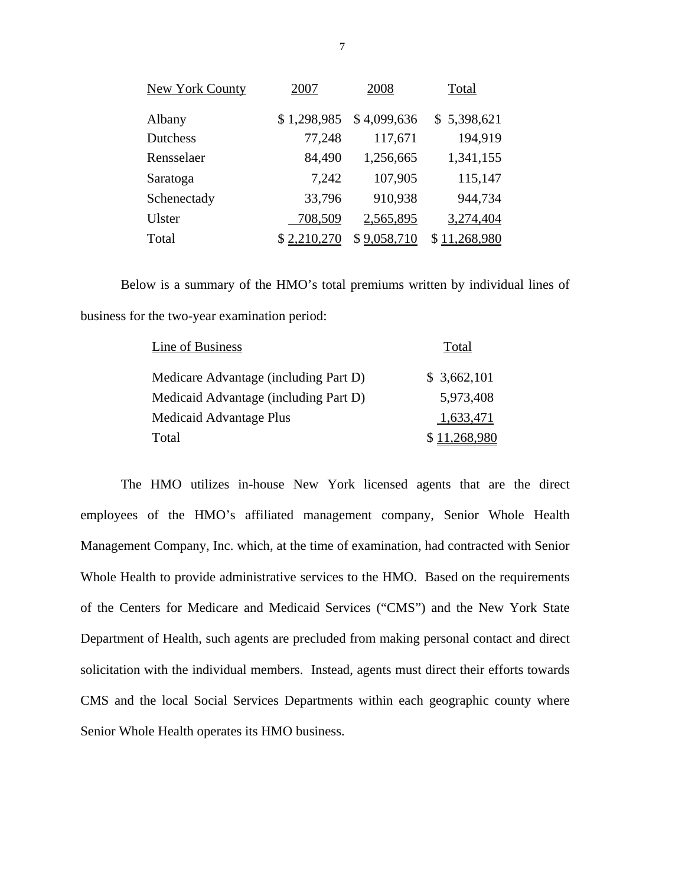| New York County | 2007 | 2008 | Total |
| --- | --- | --- | --- |
| Albany | $ 1,298,985 | $ 4,099,636 | $ 5,398,621 |
| Dutchess | 77,248 | 117,671 | 194,919 |
| Rensselaer | 84,490 | 1,256,665 | 1,341,155 |
| Saratoga | 7,242 | 107,905 | 115,147 |
| Schenectady | 33,796 | 910,938 | 944,734 |
| Ulster | 708,509 | 2,565,895 | 3,274,404 |
| Total | $ 2,210,270 | $ 9,058,710 | $ 11,268,980 |

Below is a summary of the HMO's total premiums written by individual lines of business for the two-year examination period:

| Line of Business | Total |
| --- | --- |
| Medicare Advantage (including Part D) | $ 3,662,101 |
| Medicaid Advantage (including Part D) | 5,973,408 |
| Medicaid Advantage Plus | 1,633,471 |
| Total | $ 11,268,980 |

The HMO utilizes in-house New York licensed agents that are the direct employees of the HMO's affiliated management company, Senior Whole Health Management Company, Inc. which, at the time of examination, had contracted with Senior Whole Health to provide administrative services to the HMO. Based on the requirements of the Centers for Medicare and Medicaid Services ("CMS") and the New York State Department of Health, such agents are precluded from making personal contact and direct solicitation with the individual members. Instead, agents must direct their efforts towards CMS and the local Social Services Departments within each geographic county where Senior Whole Health operates its HMO business.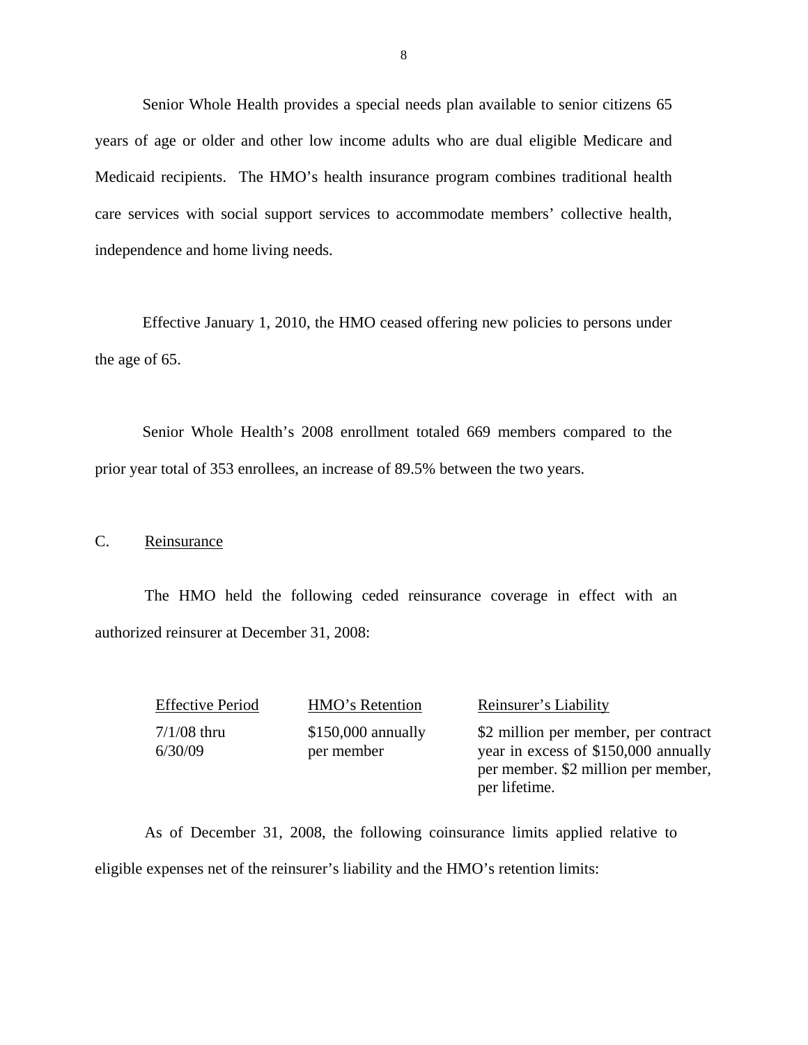Senior Whole Health provides a special needs plan available to senior citizens 65 years of age or older and other low income adults who are dual eligible Medicare and Medicaid recipients. The HMO's health insurance program combines traditional health care services with social support services to accommodate members' collective health, independence and home living needs.

Effective January 1, 2010, the HMO ceased offering new policies to persons under the age of 65.

Senior Whole Health's 2008 enrollment totaled 669 members compared to the prior year total of 353 enrollees, an increase of 89.5% between the two years.

C. Reinsurance

The HMO held the following ceded reinsurance coverage in effect with an authorized reinsurer at December 31, 2008:

| Effective Period | HMO's Retention | Reinsurer's Liability |
|---|---|---|
| 7/1/08 thru 6/30/09 | $150,000 annually per member | $2 million per member, per contract year in excess of $150,000 annually per member. $2 million per member, per lifetime. |

As of December 31, 2008, the following coinsurance limits applied relative to eligible expenses net of the reinsurer's liability and the HMO's retention limits: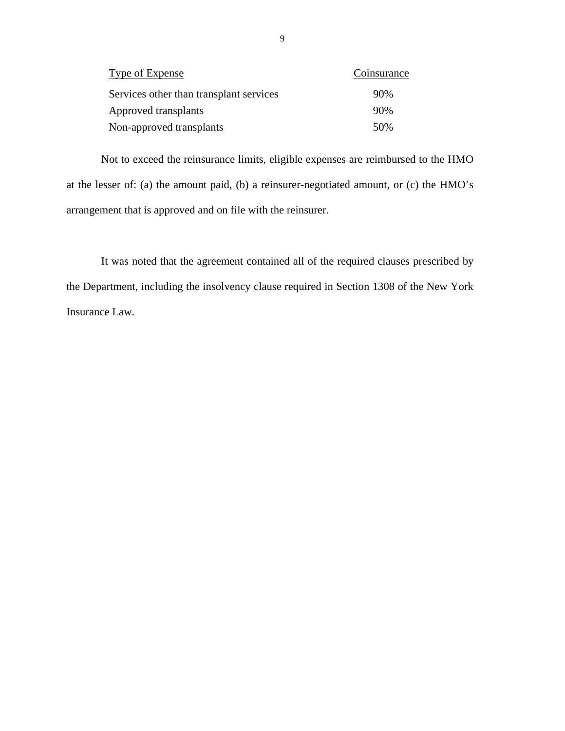| Type of Expense | Coinsurance |
| --- | --- |
| Services other than transplant services | 90% |
| Approved transplants | 90% |
| Non-approved transplants | 50% |

Not to exceed the reinsurance limits, eligible expenses are reimbursed to the HMO at the lesser of: (a) the amount paid, (b) a reinsurer-negotiated amount, or (c) the HMO's arrangement that is approved and on file with the reinsurer.

It was noted that the agreement contained all of the required clauses prescribed by the Department, including the insolvency clause required in Section 1308 of the New York Insurance Law.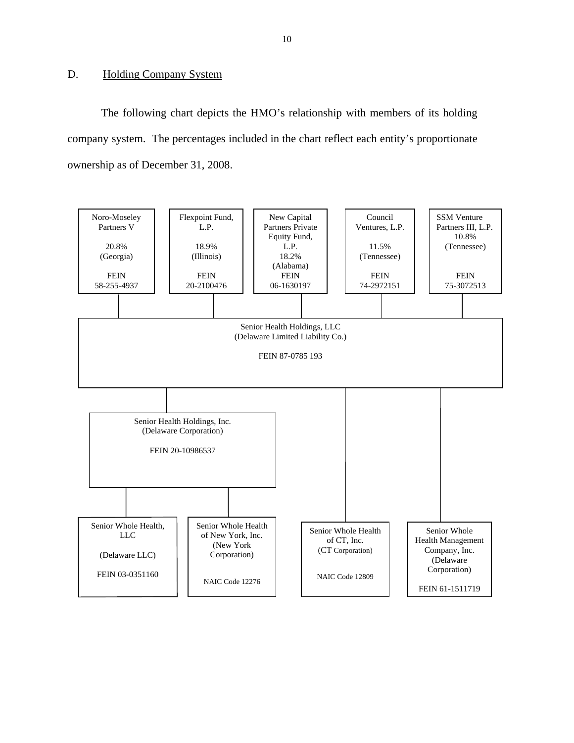## D. Holding Company System

The following chart depicts the HMO's relationship with members of its holding company system. The percentages included in the chart reflect each entity's proportionate ownership as of December 31, 2008.

**Owners of Senior Health Holdings, LLC:**

- Noro-Moseley Partners V — 20.8% (Georgia) — FEIN 58-255-4937
- Flexpoint Fund, L.P. — 18.9% (Illinois) — FEIN 20-2100476
- New Capital Partners Private Equity Fund, L.P. — 18.2% (Alabama) — FEIN 06-1630197
- Council Ventures, L.P. — 11.5% (Tennessee) — FEIN 74-2972151
- SSM Venture Partners III, L.P. — 10.8% (Tennessee) — FEIN 75-3072513

**Senior Health Holdings, LLC** (Delaware Limited Liability Co.) — FEIN 87-0785 193

- **Senior Health Holdings, Inc.** (Delaware Corporation) — FEIN 20-10986537
  - Senior Whole Health, LLC (Delaware LLC) — FEIN 03-0351160
  - Senior Whole Health of New York, Inc. (New York Corporation) — NAIC Code 12276
- **Senior Whole Health of CT, Inc.** (CT Corporation) — NAIC Code 12809
- **Senior Whole Health Management Company, Inc.** (Delaware Corporation) — FEIN 61-1511719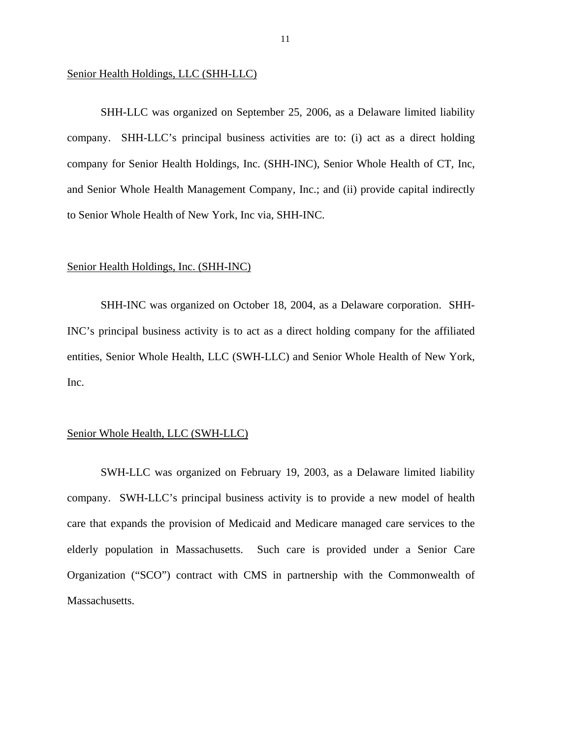<u>Senior Health Holdings, LLC (SHH-LLC)</u>

SHH-LLC was organized on September 25, 2006, as a Delaware limited liability company. SHH-LLC's principal business activities are to: (i) act as a direct holding company for Senior Health Holdings, Inc. (SHH-INC), Senior Whole Health of CT, Inc, and Senior Whole Health Management Company, Inc.; and (ii) provide capital indirectly to Senior Whole Health of New York, Inc via, SHH-INC.

<u>Senior Health Holdings, Inc. (SHH-INC)</u>

SHH-INC was organized on October 18, 2004, as a Delaware corporation. SHH-INC's principal business activity is to act as a direct holding company for the affiliated entities, Senior Whole Health, LLC (SWH-LLC) and Senior Whole Health of New York, Inc.

<u>Senior Whole Health, LLC (SWH-LLC)</u>

SWH-LLC was organized on February 19, 2003, as a Delaware limited liability company. SWH-LLC's principal business activity is to provide a new model of health care that expands the provision of Medicaid and Medicare managed care services to the elderly population in Massachusetts. Such care is provided under a Senior Care Organization ("SCO") contract with CMS in partnership with the Commonwealth of Massachusetts.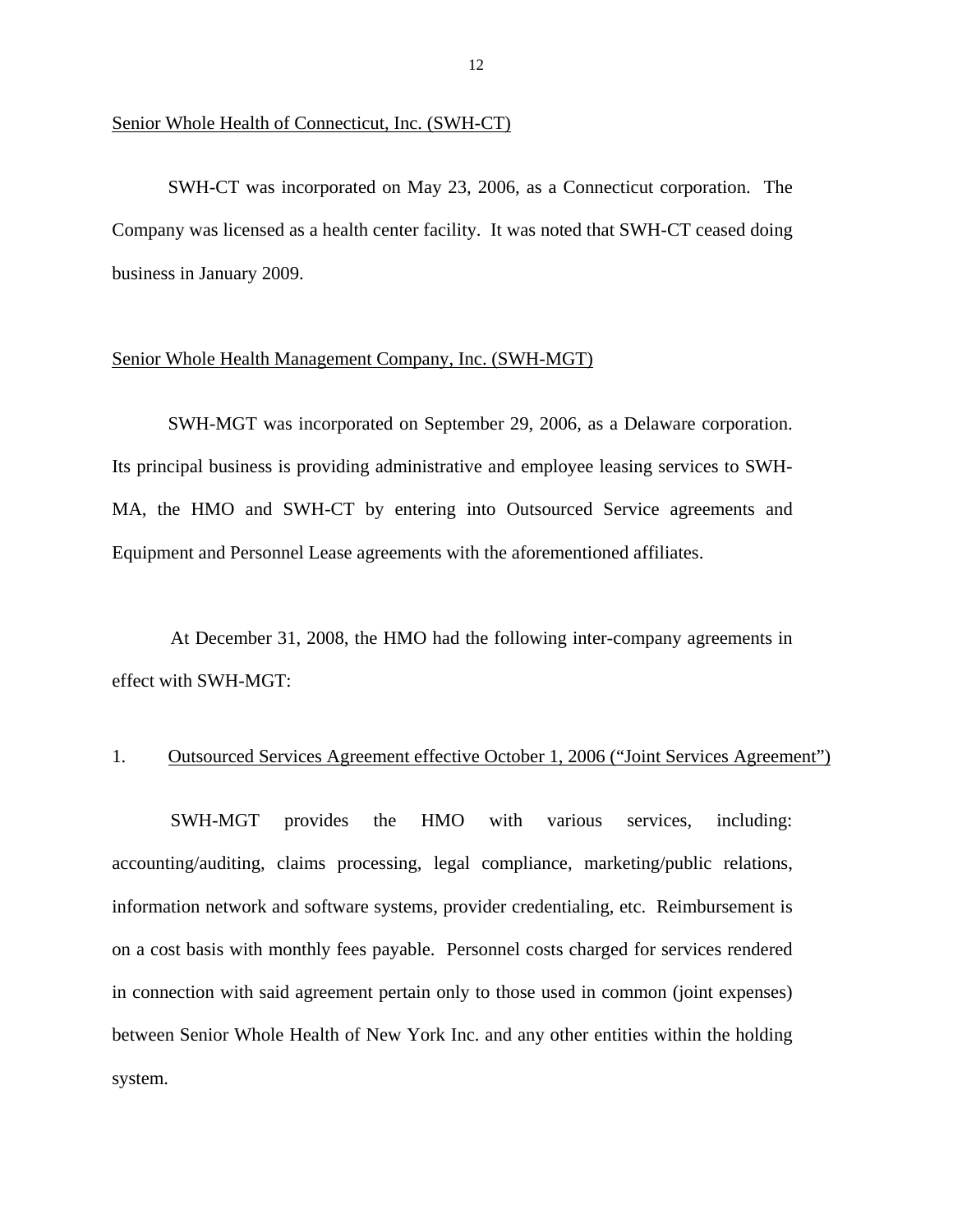Senior Whole Health of Connecticut, Inc. (SWH-CT)

SWH-CT was incorporated on May 23, 2006, as a Connecticut corporation. The Company was licensed as a health center facility. It was noted that SWH-CT ceased doing business in January 2009.

Senior Whole Health Management Company, Inc. (SWH-MGT)

SWH-MGT was incorporated on September 29, 2006, as a Delaware corporation. Its principal business is providing administrative and employee leasing services to SWH-MA, the HMO and SWH-CT by entering into Outsourced Service agreements and Equipment and Personnel Lease agreements with the aforementioned affiliates.

At December 31, 2008, the HMO had the following inter-company agreements in effect with SWH-MGT:

1. Outsourced Services Agreement effective October 1, 2006 ("Joint Services Agreement")

SWH-MGT provides the HMO with various services, including: accounting/auditing, claims processing, legal compliance, marketing/public relations, information network and software systems, provider credentialing, etc. Reimbursement is on a cost basis with monthly fees payable. Personnel costs charged for services rendered in connection with said agreement pertain only to those used in common (joint expenses) between Senior Whole Health of New York Inc. and any other entities within the holding system.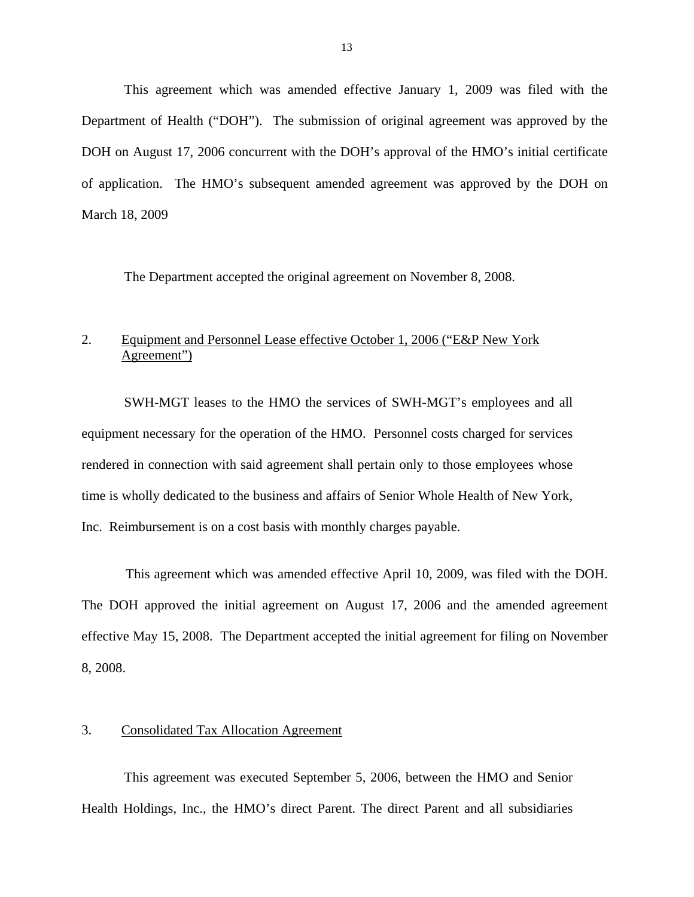This agreement which was amended effective January 1, 2009 was filed with the Department of Health ("DOH"). The submission of original agreement was approved by the DOH on August 17, 2006 concurrent with the DOH's approval of the HMO's initial certificate of application. The HMO's subsequent amended agreement was approved by the DOH on March 18, 2009

The Department accepted the original agreement on November 8, 2008.

2. Equipment and Personnel Lease effective October 1, 2006 ("E&P New York Agreement")

SWH-MGT leases to the HMO the services of SWH-MGT's employees and all equipment necessary for the operation of the HMO. Personnel costs charged for services rendered in connection with said agreement shall pertain only to those employees whose time is wholly dedicated to the business and affairs of Senior Whole Health of New York, Inc. Reimbursement is on a cost basis with monthly charges payable.

This agreement which was amended effective April 10, 2009, was filed with the DOH. The DOH approved the initial agreement on August 17, 2006 and the amended agreement effective May 15, 2008. The Department accepted the initial agreement for filing on November 8, 2008.

3. Consolidated Tax Allocation Agreement

This agreement was executed September 5, 2006, between the HMO and Senior Health Holdings, Inc., the HMO's direct Parent. The direct Parent and all subsidiaries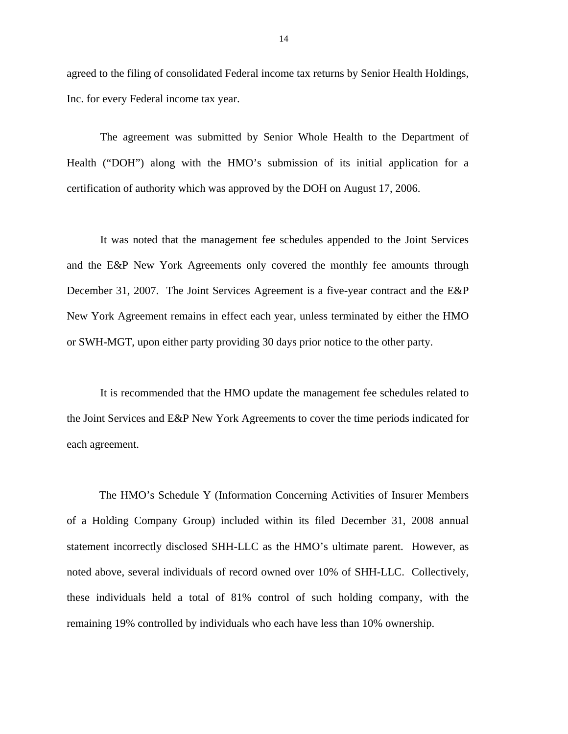agreed to the filing of consolidated Federal income tax returns by Senior Health Holdings, Inc. for every Federal income tax year.

The agreement was submitted by Senior Whole Health to the Department of Health ("DOH") along with the HMO's submission of its initial application for a certification of authority which was approved by the DOH on August 17, 2006.

It was noted that the management fee schedules appended to the Joint Services and the E&P New York Agreements only covered the monthly fee amounts through December 31, 2007. The Joint Services Agreement is a five-year contract and the E&P New York Agreement remains in effect each year, unless terminated by either the HMO or SWH-MGT, upon either party providing 30 days prior notice to the other party.

It is recommended that the HMO update the management fee schedules related to the Joint Services and E&P New York Agreements to cover the time periods indicated for each agreement.

The HMO's Schedule Y (Information Concerning Activities of Insurer Members of a Holding Company Group) included within its filed December 31, 2008 annual statement incorrectly disclosed SHH-LLC as the HMO's ultimate parent. However, as noted above, several individuals of record owned over 10% of SHH-LLC. Collectively, these individuals held a total of 81% control of such holding company, with the remaining 19% controlled by individuals who each have less than 10% ownership.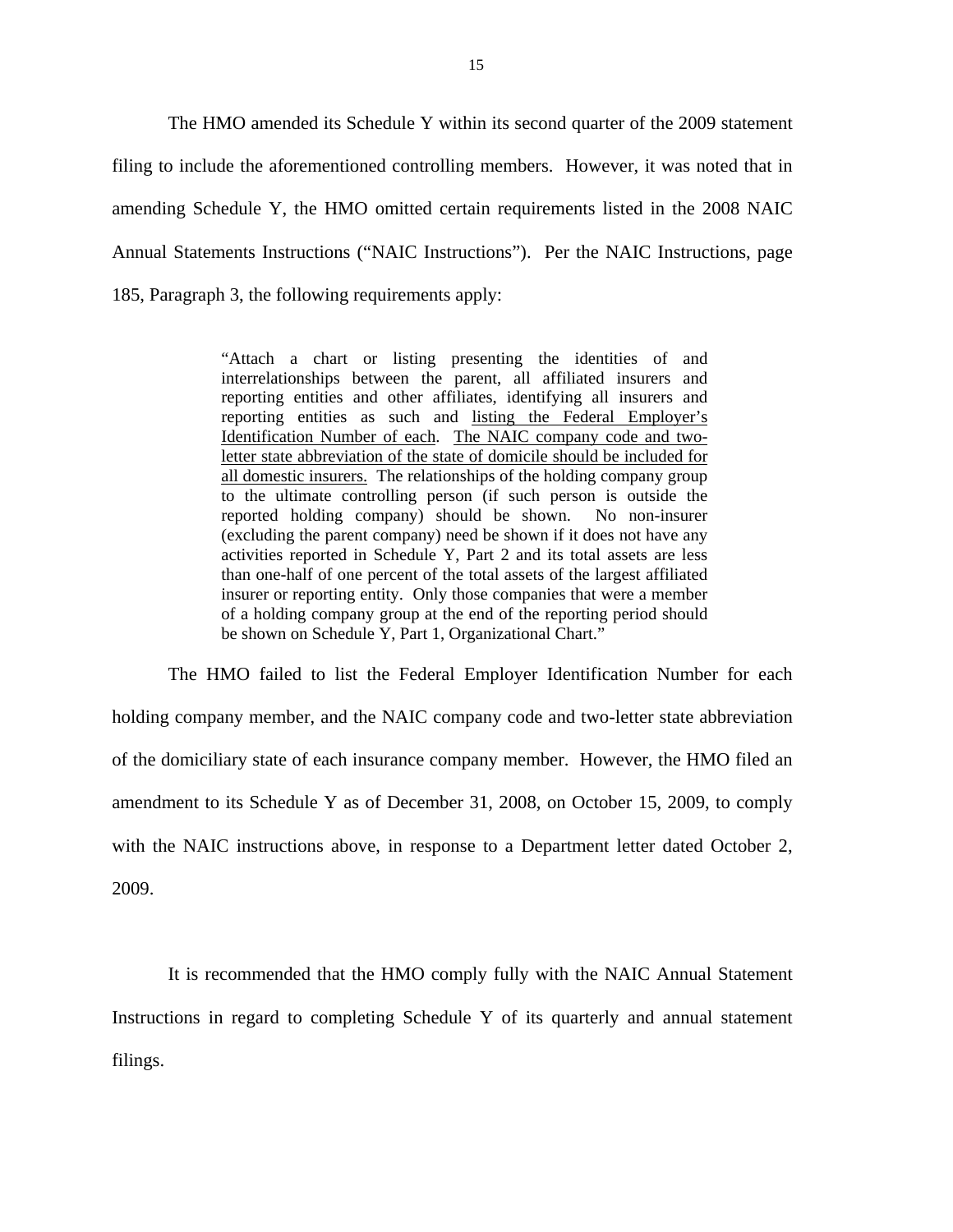The HMO amended its Schedule Y within its second quarter of the 2009 statement filing to include the aforementioned controlling members. However, it was noted that in amending Schedule Y, the HMO omitted certain requirements listed in the 2008 NAIC Annual Statements Instructions ("NAIC Instructions"). Per the NAIC Instructions, page 185, Paragraph 3, the following requirements apply:

> "Attach a chart or listing presenting the identities of and interrelationships between the parent, all affiliated insurers and reporting entities and other affiliates, identifying all insurers and reporting entities as such and <u>listing the Federal Employer's Identification Number of each</u>. <u>The NAIC company code and two-letter state abbreviation of the state of domicile should be included for all domestic insurers.</u> The relationships of the holding company group to the ultimate controlling person (if such person is outside the reported holding company) should be shown. No non-insurer (excluding the parent company) need be shown if it does not have any activities reported in Schedule Y, Part 2 and its total assets are less than one-half of one percent of the total assets of the largest affiliated insurer or reporting entity. Only those companies that were a member of a holding company group at the end of the reporting period should be shown on Schedule Y, Part 1, Organizational Chart."

The HMO failed to list the Federal Employer Identification Number for each holding company member, and the NAIC company code and two-letter state abbreviation of the domiciliary state of each insurance company member. However, the HMO filed an amendment to its Schedule Y as of December 31, 2008, on October 15, 2009, to comply with the NAIC instructions above, in response to a Department letter dated October 2, 2009.

It is recommended that the HMO comply fully with the NAIC Annual Statement Instructions in regard to completing Schedule Y of its quarterly and annual statement filings.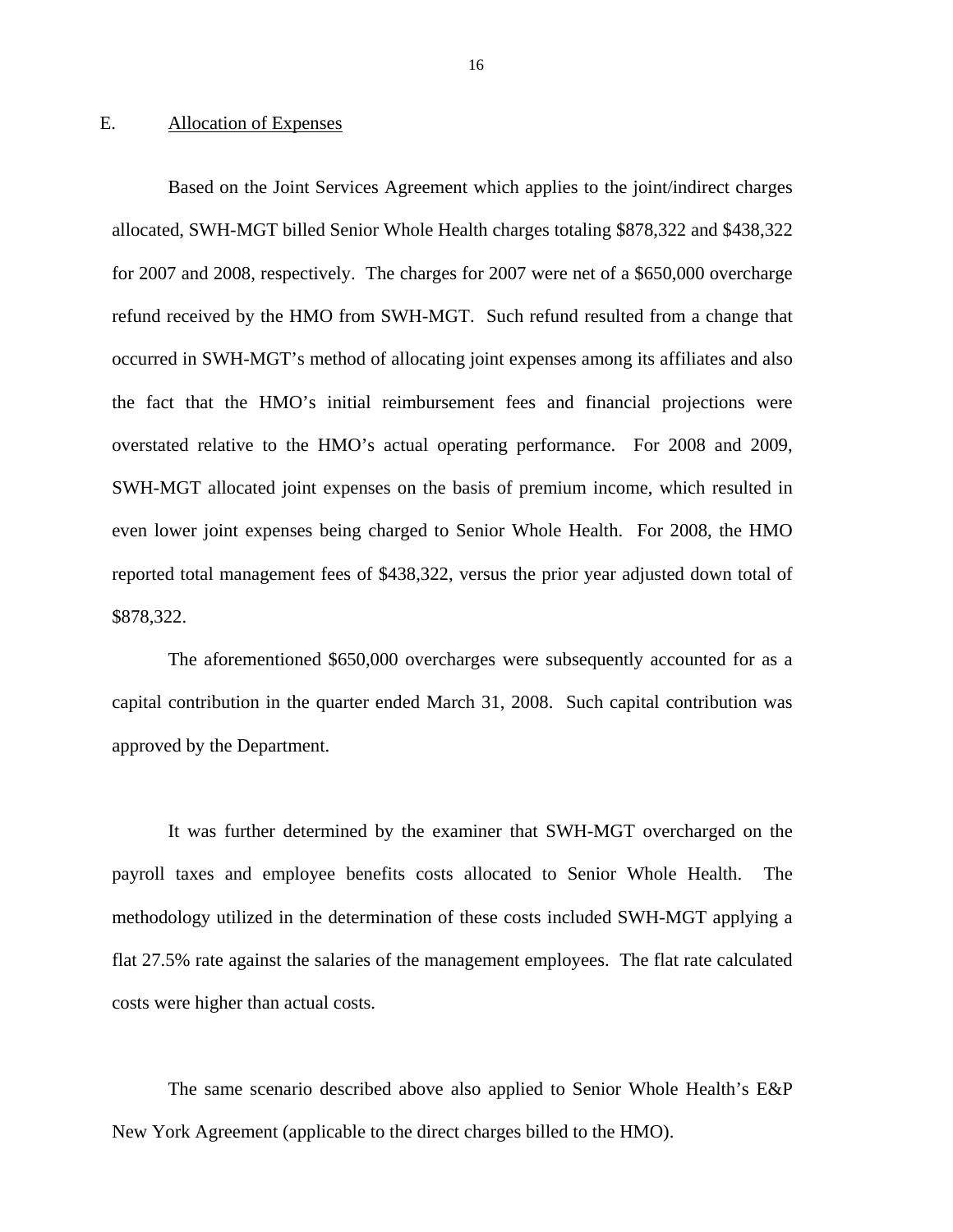## E. Allocation of Expenses

Based on the Joint Services Agreement which applies to the joint/indirect charges allocated, SWH-MGT billed Senior Whole Health charges totaling $878,322 and $438,322 for 2007 and 2008, respectively. The charges for 2007 were net of a $650,000 overcharge refund received by the HMO from SWH-MGT. Such refund resulted from a change that occurred in SWH-MGT's method of allocating joint expenses among its affiliates and also the fact that the HMO's initial reimbursement fees and financial projections were overstated relative to the HMO's actual operating performance. For 2008 and 2009, SWH-MGT allocated joint expenses on the basis of premium income, which resulted in even lower joint expenses being charged to Senior Whole Health. For 2008, the HMO reported total management fees of $438,322, versus the prior year adjusted down total of $878,322.

The aforementioned $650,000 overcharges were subsequently accounted for as a capital contribution in the quarter ended March 31, 2008. Such capital contribution was approved by the Department.

It was further determined by the examiner that SWH-MGT overcharged on the payroll taxes and employee benefits costs allocated to Senior Whole Health. The methodology utilized in the determination of these costs included SWH-MGT applying a flat 27.5% rate against the salaries of the management employees. The flat rate calculated costs were higher than actual costs.

The same scenario described above also applied to Senior Whole Health's E&P New York Agreement (applicable to the direct charges billed to the HMO).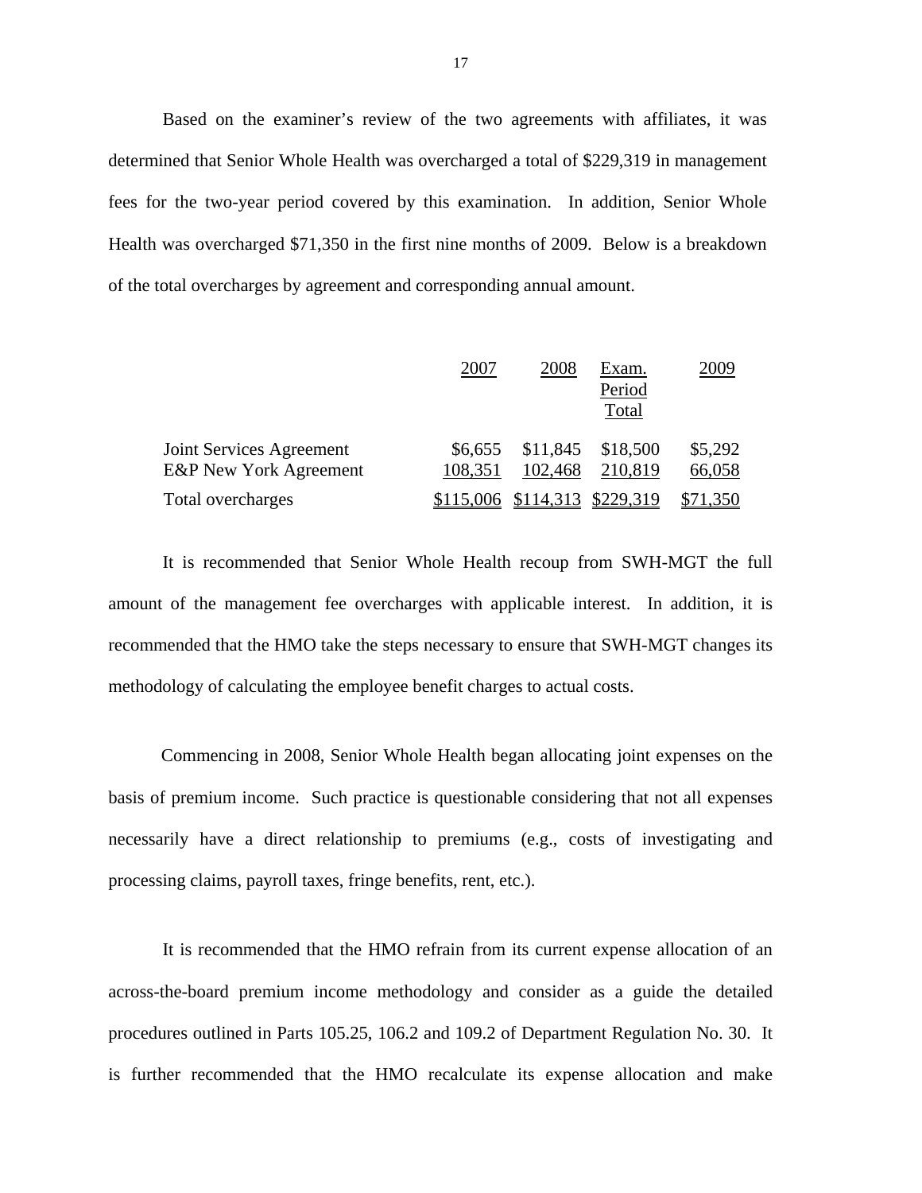Based on the examiner's review of the two agreements with affiliates, it was determined that Senior Whole Health was overcharged a total of $229,319 in management fees for the two-year period covered by this examination. In addition, Senior Whole Health was overcharged $71,350 in the first nine months of 2009. Below is a breakdown of the total overcharges by agreement and corresponding annual amount.

| | 2007 | 2008 | Exam. Period Total | 2009 |
|---|---|---|---|---|
| Joint Services Agreement | $6,655 | $11,845 | $18,500 | $5,292 |
| E&P New York Agreement | 108,351 | 102,468 | 210,819 | 66,058 |
| Total overcharges | $115,006 | $114,313 | $229,319 | $71,350 |

It is recommended that Senior Whole Health recoup from SWH-MGT the full amount of the management fee overcharges with applicable interest. In addition, it is recommended that the HMO take the steps necessary to ensure that SWH-MGT changes its methodology of calculating the employee benefit charges to actual costs.

Commencing in 2008, Senior Whole Health began allocating joint expenses on the basis of premium income. Such practice is questionable considering that not all expenses necessarily have a direct relationship to premiums (e.g., costs of investigating and processing claims, payroll taxes, fringe benefits, rent, etc.).

It is recommended that the HMO refrain from its current expense allocation of an across-the-board premium income methodology and consider as a guide the detailed procedures outlined in Parts 105.25, 106.2 and 109.2 of Department Regulation No. 30. It is further recommended that the HMO recalculate its expense allocation and make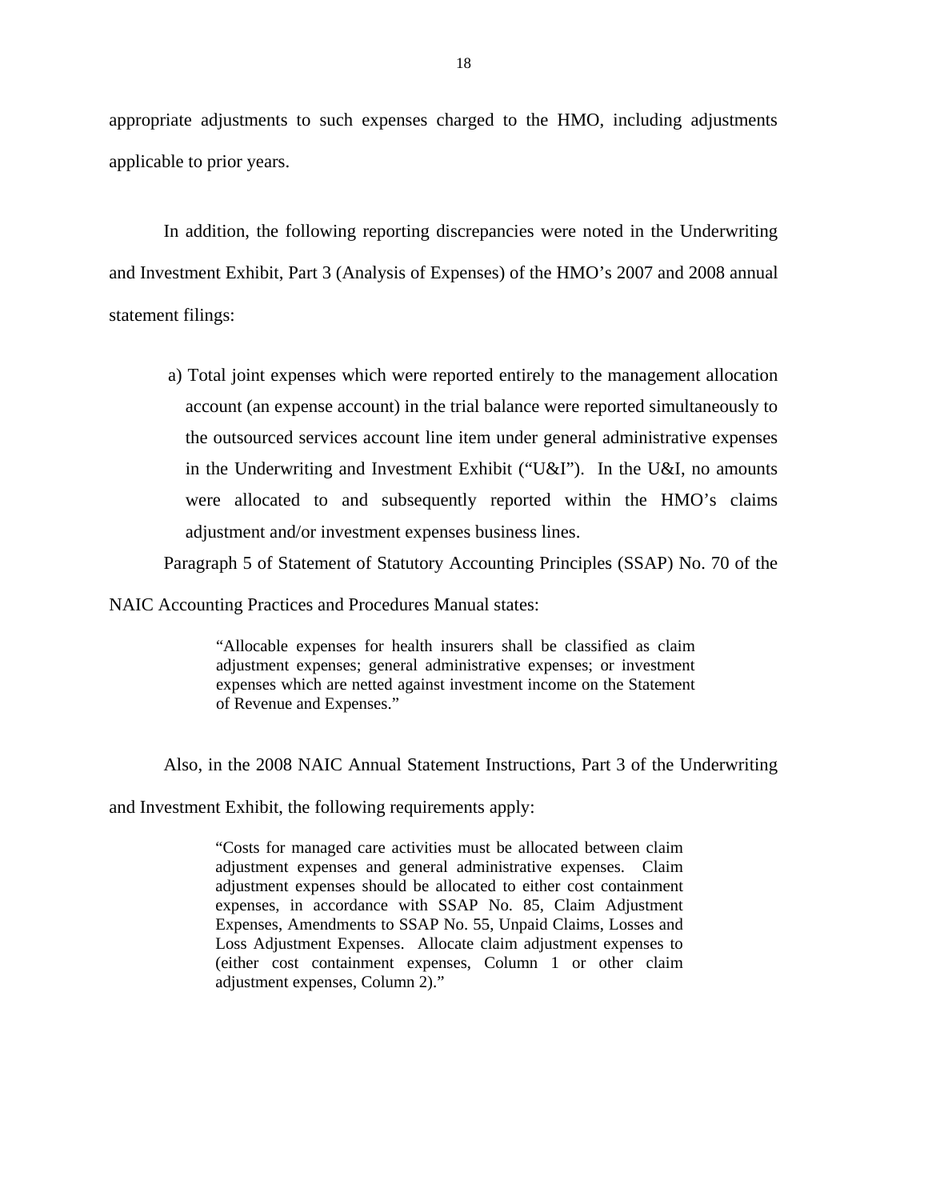appropriate adjustments to such expenses charged to the HMO, including adjustments applicable to prior years.

In addition, the following reporting discrepancies were noted in the Underwriting and Investment Exhibit, Part 3 (Analysis of Expenses) of the HMO's 2007 and 2008 annual statement filings:

a) Total joint expenses which were reported entirely to the management allocation account (an expense account) in the trial balance were reported simultaneously to the outsourced services account line item under general administrative expenses in the Underwriting and Investment Exhibit ("U&I"). In the U&I, no amounts were allocated to and subsequently reported within the HMO's claims adjustment and/or investment expenses business lines.

Paragraph 5 of Statement of Statutory Accounting Principles (SSAP) No. 70 of the NAIC Accounting Practices and Procedures Manual states:

> "Allocable expenses for health insurers shall be classified as claim adjustment expenses; general administrative expenses; or investment expenses which are netted against investment income on the Statement of Revenue and Expenses."

Also, in the 2008 NAIC Annual Statement Instructions, Part 3 of the Underwriting and Investment Exhibit, the following requirements apply:

> "Costs for managed care activities must be allocated between claim adjustment expenses and general administrative expenses. Claim adjustment expenses should be allocated to either cost containment expenses, in accordance with SSAP No. 85, Claim Adjustment Expenses, Amendments to SSAP No. 55, Unpaid Claims, Losses and Loss Adjustment Expenses. Allocate claim adjustment expenses to (either cost containment expenses, Column 1 or other claim adjustment expenses, Column 2)."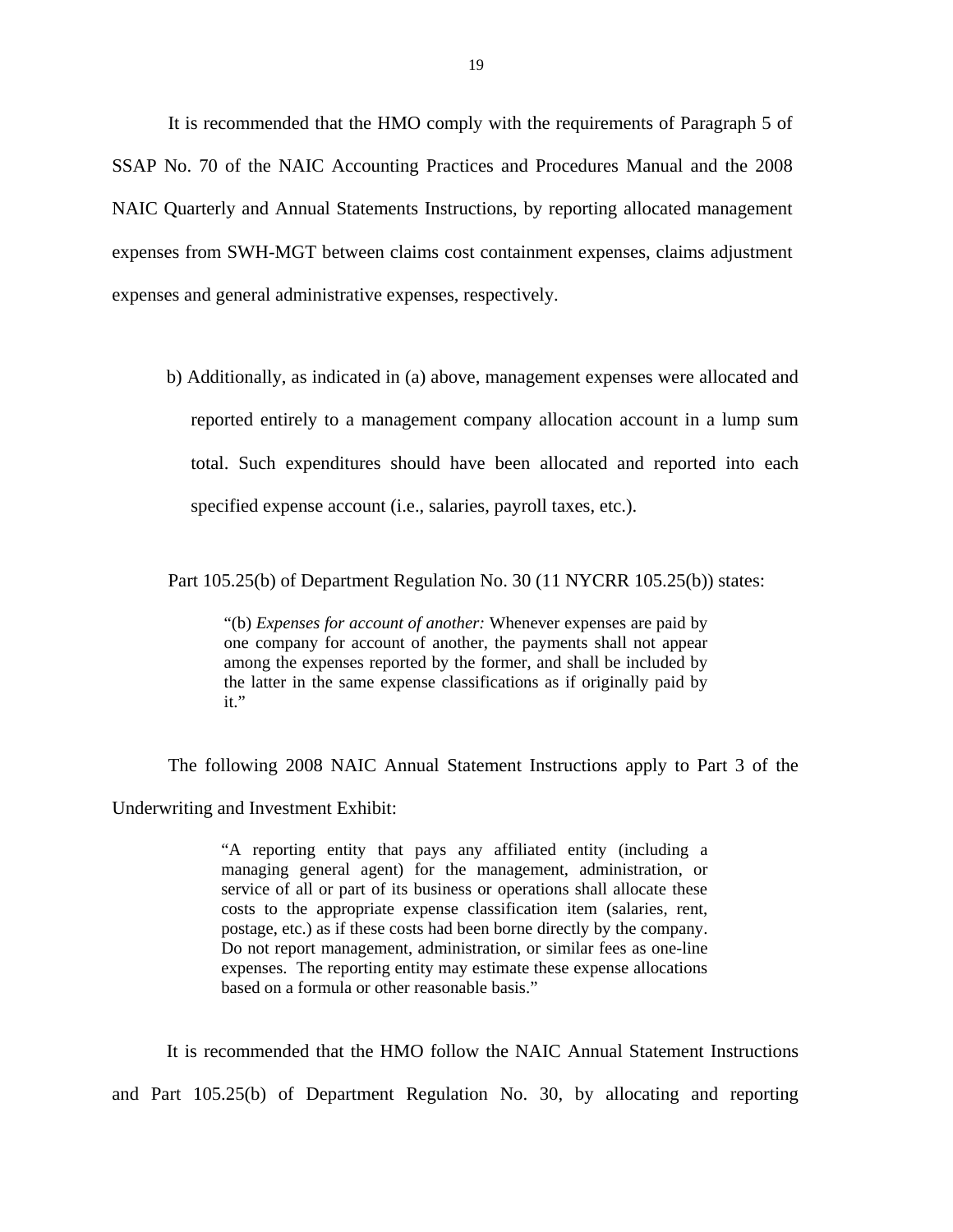It is recommended that the HMO comply with the requirements of Paragraph 5 of SSAP No. 70 of the NAIC Accounting Practices and Procedures Manual and the 2008 NAIC Quarterly and Annual Statements Instructions, by reporting allocated management expenses from SWH-MGT between claims cost containment expenses, claims adjustment expenses and general administrative expenses, respectively.

b) Additionally, as indicated in (a) above, management expenses were allocated and reported entirely to a management company allocation account in a lump sum total. Such expenditures should have been allocated and reported into each specified expense account (i.e., salaries, payroll taxes, etc.).

Part 105.25(b) of Department Regulation No. 30 (11 NYCRR 105.25(b)) states:

> "(b) *Expenses for account of another:* Whenever expenses are paid by one company for account of another, the payments shall not appear among the expenses reported by the former, and shall be included by the latter in the same expense classifications as if originally paid by it."

The following 2008 NAIC Annual Statement Instructions apply to Part 3 of the Underwriting and Investment Exhibit:

> "A reporting entity that pays any affiliated entity (including a managing general agent) for the management, administration, or service of all or part of its business or operations shall allocate these costs to the appropriate expense classification item (salaries, rent, postage, etc.) as if these costs had been borne directly by the company. Do not report management, administration, or similar fees as one-line expenses. The reporting entity may estimate these expense allocations based on a formula or other reasonable basis."

It is recommended that the HMO follow the NAIC Annual Statement Instructions and Part 105.25(b) of Department Regulation No. 30, by allocating and reporting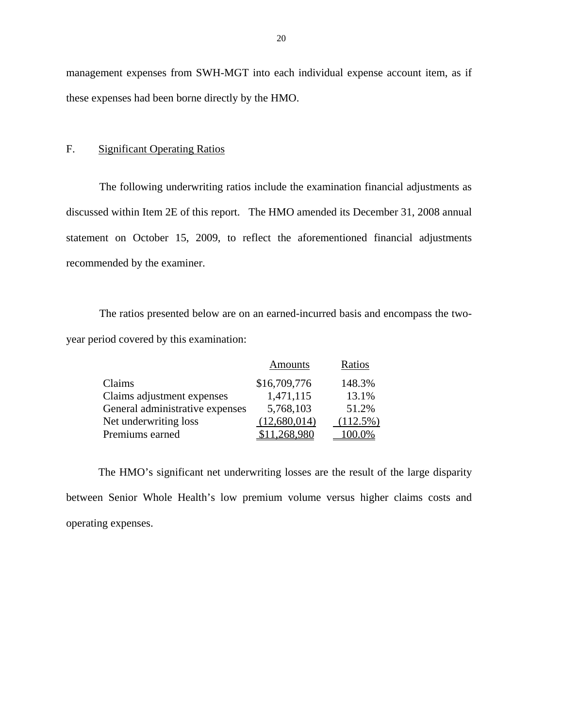management expenses from SWH-MGT into each individual expense account item, as if these expenses had been borne directly by the HMO.

## F. Significant Operating Ratios

The following underwriting ratios include the examination financial adjustments as discussed within Item 2E of this report. The HMO amended its December 31, 2008 annual statement on October 15, 2009, to reflect the aforementioned financial adjustments recommended by the examiner.

The ratios presented below are on an earned-incurred basis and encompass the two-year period covered by this examination:

| | Amounts | Ratios |
|---|---|---|
| Claims | $16,709,776 | 148.3% |
| Claims adjustment expenses | 1,471,115 | 13.1% |
| General administrative expenses | 5,768,103 | 51.2% |
| Net underwriting loss | (12,680,014) | (112.5%) |
| Premiums earned | $11,268,980 | 100.0% |

The HMO's significant net underwriting losses are the result of the large disparity between Senior Whole Health's low premium volume versus higher claims costs and operating expenses.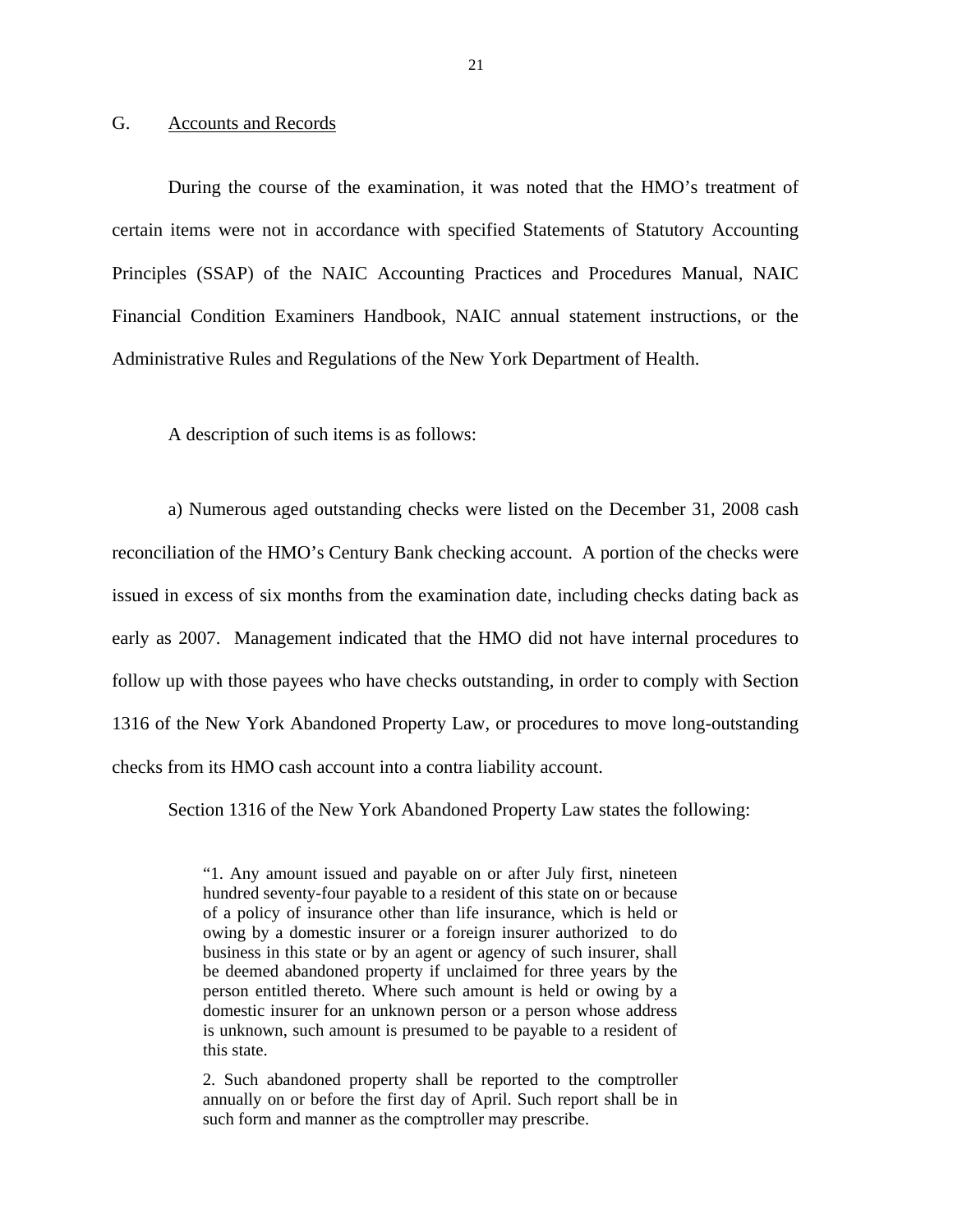## G. Accounts and Records

During the course of the examination, it was noted that the HMO's treatment of certain items were not in accordance with specified Statements of Statutory Accounting Principles (SSAP) of the NAIC Accounting Practices and Procedures Manual, NAIC Financial Condition Examiners Handbook, NAIC annual statement instructions, or the Administrative Rules and Regulations of the New York Department of Health.

A description of such items is as follows:

a) Numerous aged outstanding checks were listed on the December 31, 2008 cash reconciliation of the HMO's Century Bank checking account. A portion of the checks were issued in excess of six months from the examination date, including checks dating back as early as 2007. Management indicated that the HMO did not have internal procedures to follow up with those payees who have checks outstanding, in order to comply with Section 1316 of the New York Abandoned Property Law, or procedures to move long-outstanding checks from its HMO cash account into a contra liability account.

Section 1316 of the New York Abandoned Property Law states the following:

> "1. Any amount issued and payable on or after July first, nineteen hundred seventy-four payable to a resident of this state on or because of a policy of insurance other than life insurance, which is held or owing by a domestic insurer or a foreign insurer authorized to do business in this state or by an agent or agency of such insurer, shall be deemed abandoned property if unclaimed for three years by the person entitled thereto. Where such amount is held or owing by a domestic insurer for an unknown person or a person whose address is unknown, such amount is presumed to be payable to a resident of this state.
>
> 2. Such abandoned property shall be reported to the comptroller annually on or before the first day of April. Such report shall be in such form and manner as the comptroller may prescribe.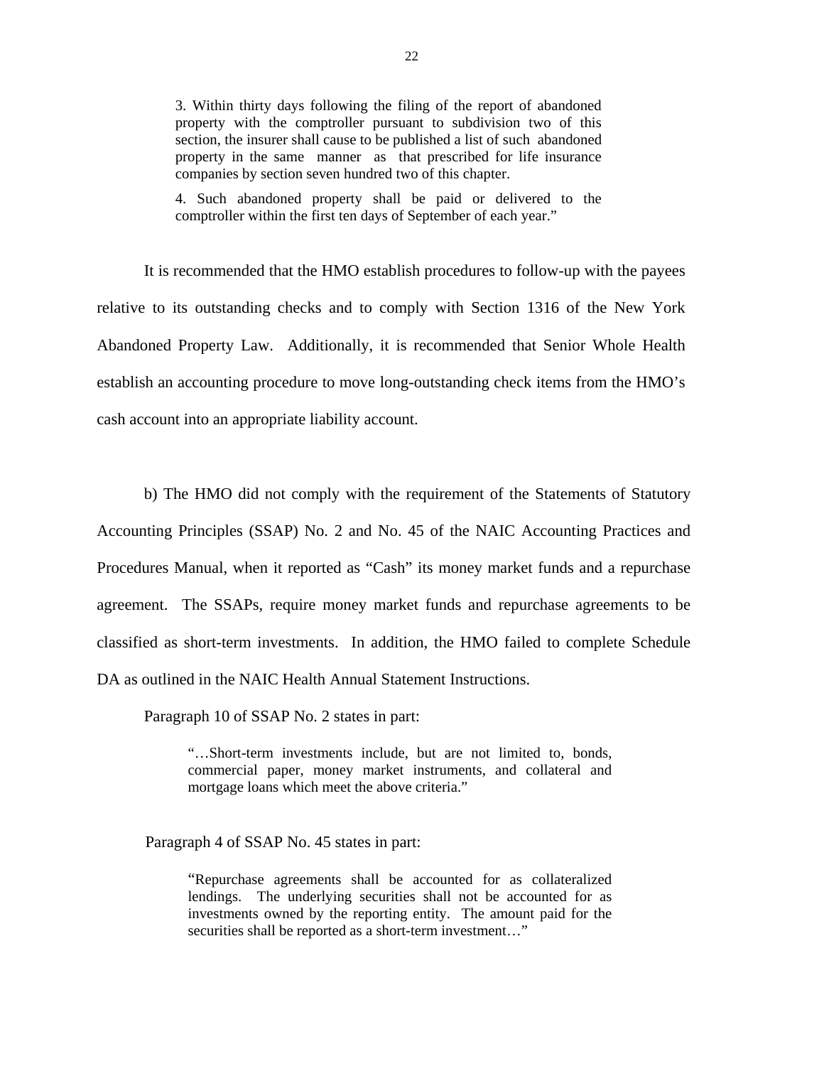> 3. Within thirty days following the filing of the report of abandoned property with the comptroller pursuant to subdivision two of this section, the insurer shall cause to be published a list of such abandoned property in the same manner as that prescribed for life insurance companies by section seven hundred two of this chapter.
>
> 4. Such abandoned property shall be paid or delivered to the comptroller within the first ten days of September of each year."

It is recommended that the HMO establish procedures to follow-up with the payees relative to its outstanding checks and to comply with Section 1316 of the New York Abandoned Property Law. Additionally, it is recommended that Senior Whole Health establish an accounting procedure to move long-outstanding check items from the HMO's cash account into an appropriate liability account.

b) The HMO did not comply with the requirement of the Statements of Statutory Accounting Principles (SSAP) No. 2 and No. 45 of the NAIC Accounting Practices and Procedures Manual, when it reported as "Cash" its money market funds and a repurchase agreement. The SSAPs, require money market funds and repurchase agreements to be classified as short-term investments. In addition, the HMO failed to complete Schedule DA as outlined in the NAIC Health Annual Statement Instructions.

Paragraph 10 of SSAP No. 2 states in part:

> "…Short-term investments include, but are not limited to, bonds, commercial paper, money market instruments, and collateral and mortgage loans which meet the above criteria."

Paragraph 4 of SSAP No. 45 states in part:

> "Repurchase agreements shall be accounted for as collateralized lendings. The underlying securities shall not be accounted for as investments owned by the reporting entity. The amount paid for the securities shall be reported as a short-term investment…"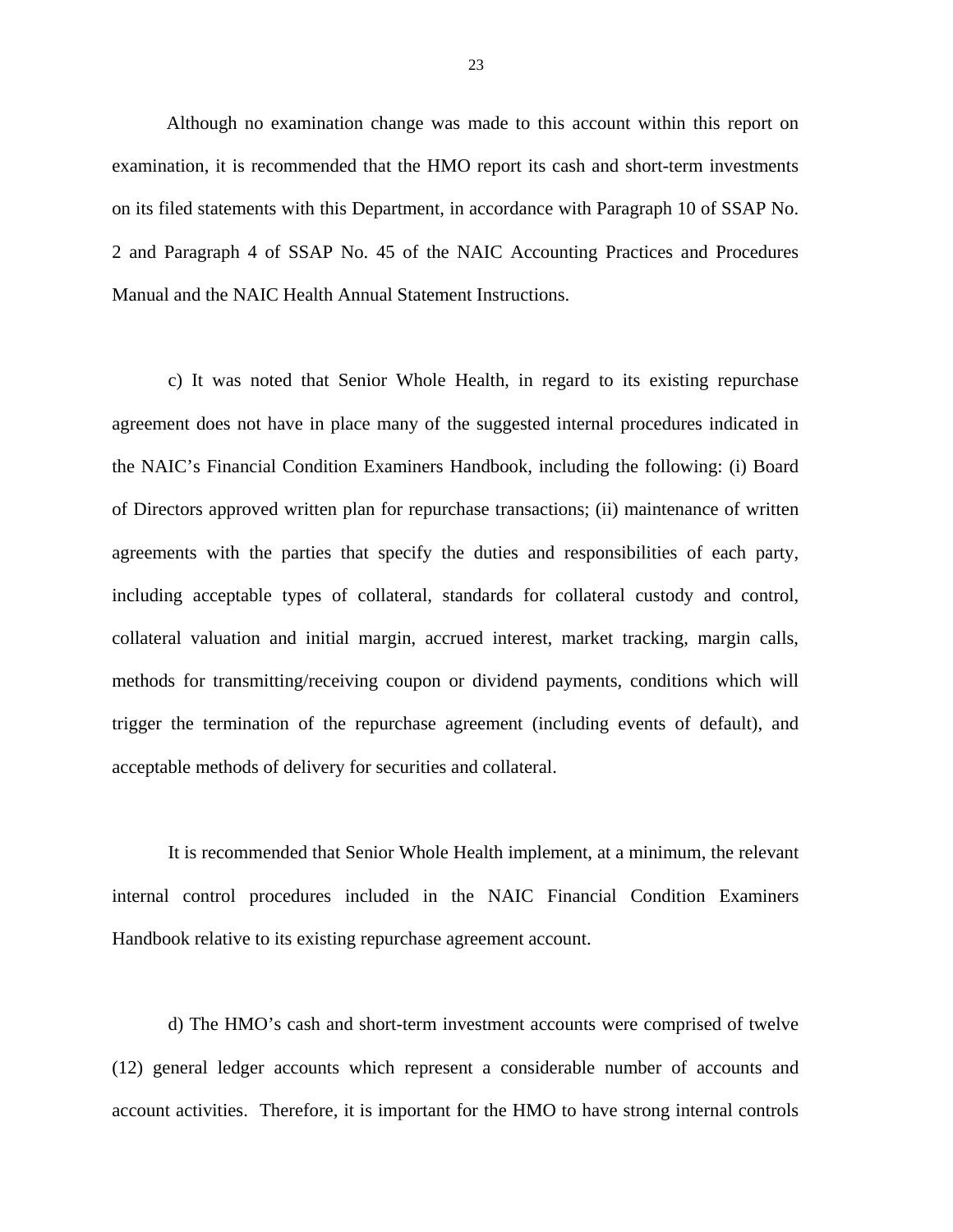Although no examination change was made to this account within this report on examination, it is recommended that the HMO report its cash and short-term investments on its filed statements with this Department, in accordance with Paragraph 10 of SSAP No. 2 and Paragraph 4 of SSAP No. 45 of the NAIC Accounting Practices and Procedures Manual and the NAIC Health Annual Statement Instructions.

c) It was noted that Senior Whole Health, in regard to its existing repurchase agreement does not have in place many of the suggested internal procedures indicated in the NAIC's Financial Condition Examiners Handbook, including the following: (i) Board of Directors approved written plan for repurchase transactions; (ii) maintenance of written agreements with the parties that specify the duties and responsibilities of each party, including acceptable types of collateral, standards for collateral custody and control, collateral valuation and initial margin, accrued interest, market tracking, margin calls, methods for transmitting/receiving coupon or dividend payments, conditions which will trigger the termination of the repurchase agreement (including events of default), and acceptable methods of delivery for securities and collateral.

It is recommended that Senior Whole Health implement, at a minimum, the relevant internal control procedures included in the NAIC Financial Condition Examiners Handbook relative to its existing repurchase agreement account.

d) The HMO's cash and short-term investment accounts were comprised of twelve (12) general ledger accounts which represent a considerable number of accounts and account activities. Therefore, it is important for the HMO to have strong internal controls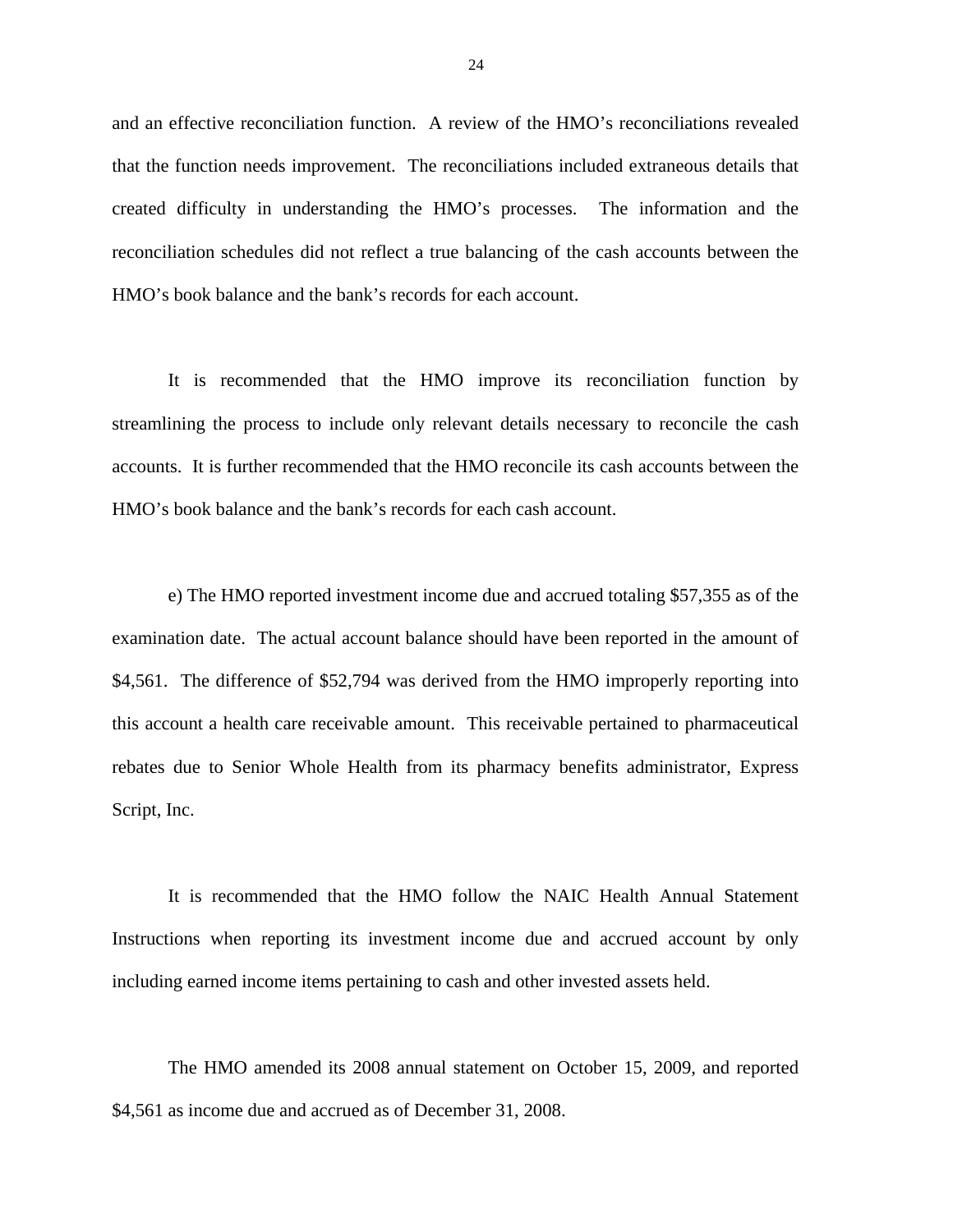and an effective reconciliation function. A review of the HMO's reconciliations revealed that the function needs improvement. The reconciliations included extraneous details that created difficulty in understanding the HMO's processes. The information and the reconciliation schedules did not reflect a true balancing of the cash accounts between the HMO's book balance and the bank's records for each account.

It is recommended that the HMO improve its reconciliation function by streamlining the process to include only relevant details necessary to reconcile the cash accounts. It is further recommended that the HMO reconcile its cash accounts between the HMO's book balance and the bank's records for each cash account.

e) The HMO reported investment income due and accrued totaling $57,355 as of the examination date. The actual account balance should have been reported in the amount of $4,561. The difference of $52,794 was derived from the HMO improperly reporting into this account a health care receivable amount. This receivable pertained to pharmaceutical rebates due to Senior Whole Health from its pharmacy benefits administrator, Express Script, Inc.

It is recommended that the HMO follow the NAIC Health Annual Statement Instructions when reporting its investment income due and accrued account by only including earned income items pertaining to cash and other invested assets held.

The HMO amended its 2008 annual statement on October 15, 2009, and reported $4,561 as income due and accrued as of December 31, 2008.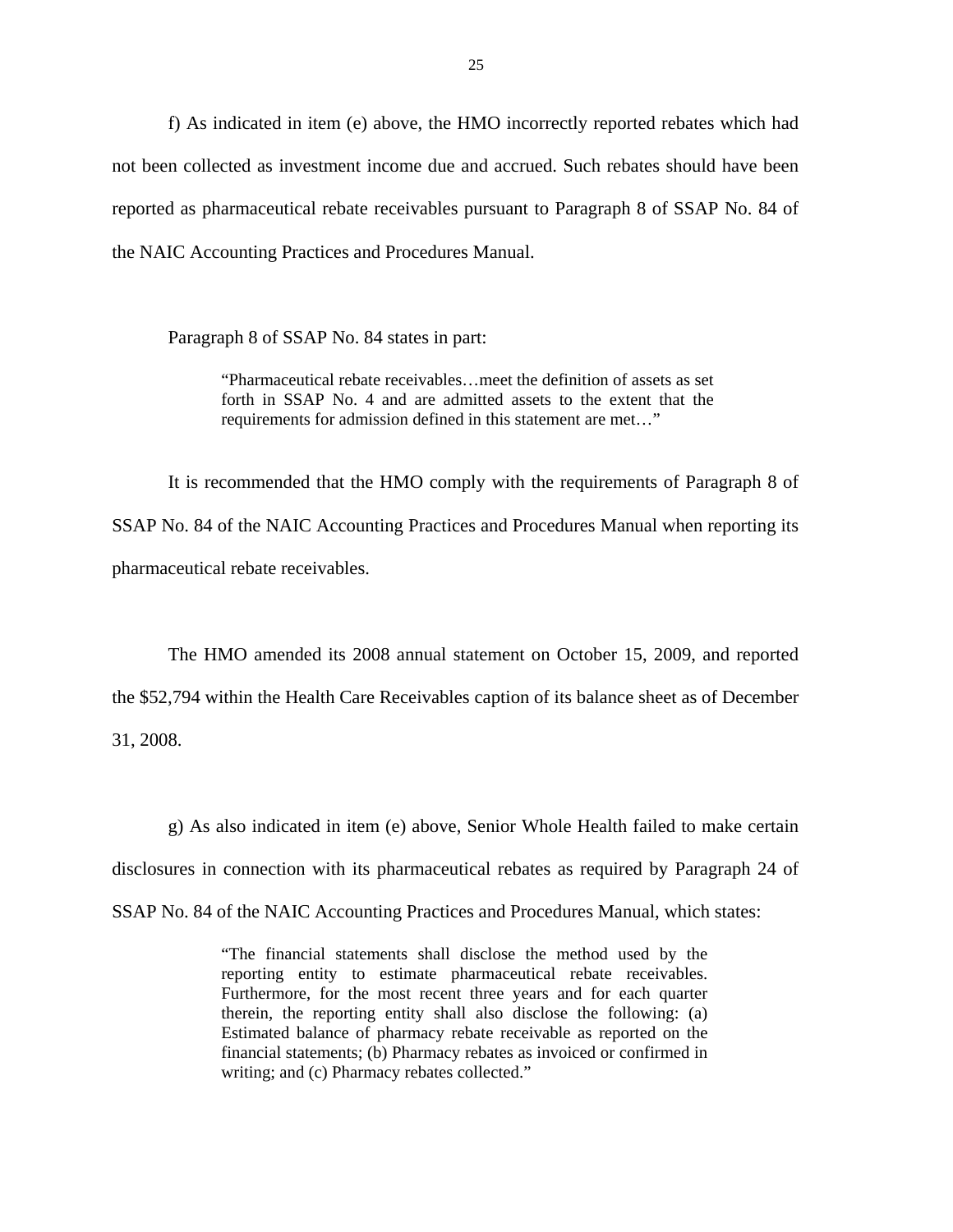f) As indicated in item (e) above, the HMO incorrectly reported rebates which had not been collected as investment income due and accrued. Such rebates should have been reported as pharmaceutical rebate receivables pursuant to Paragraph 8 of SSAP No. 84 of the NAIC Accounting Practices and Procedures Manual.

Paragraph 8 of SSAP No. 84 states in part:

> "Pharmaceutical rebate receivables…meet the definition of assets as set forth in SSAP No. 4 and are admitted assets to the extent that the requirements for admission defined in this statement are met…"

It is recommended that the HMO comply with the requirements of Paragraph 8 of SSAP No. 84 of the NAIC Accounting Practices and Procedures Manual when reporting its pharmaceutical rebate receivables.

The HMO amended its 2008 annual statement on October 15, 2009, and reported the $52,794 within the Health Care Receivables caption of its balance sheet as of December 31, 2008.

g) As also indicated in item (e) above, Senior Whole Health failed to make certain disclosures in connection with its pharmaceutical rebates as required by Paragraph 24 of SSAP No. 84 of the NAIC Accounting Practices and Procedures Manual, which states:

> "The financial statements shall disclose the method used by the reporting entity to estimate pharmaceutical rebate receivables. Furthermore, for the most recent three years and for each quarter therein, the reporting entity shall also disclose the following: (a) Estimated balance of pharmacy rebate receivable as reported on the financial statements; (b) Pharmacy rebates as invoiced or confirmed in writing; and (c) Pharmacy rebates collected."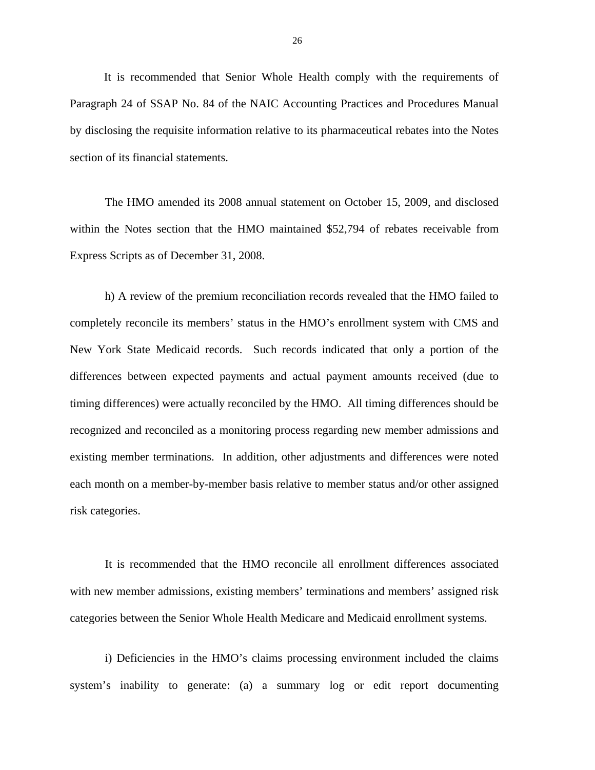It is recommended that Senior Whole Health comply with the requirements of Paragraph 24 of SSAP No. 84 of the NAIC Accounting Practices and Procedures Manual by disclosing the requisite information relative to its pharmaceutical rebates into the Notes section of its financial statements.

The HMO amended its 2008 annual statement on October 15, 2009, and disclosed within the Notes section that the HMO maintained $52,794 of rebates receivable from Express Scripts as of December 31, 2008.

h) A review of the premium reconciliation records revealed that the HMO failed to completely reconcile its members' status in the HMO's enrollment system with CMS and New York State Medicaid records. Such records indicated that only a portion of the differences between expected payments and actual payment amounts received (due to timing differences) were actually reconciled by the HMO. All timing differences should be recognized and reconciled as a monitoring process regarding new member admissions and existing member terminations. In addition, other adjustments and differences were noted each month on a member-by-member basis relative to member status and/or other assigned risk categories.

It is recommended that the HMO reconcile all enrollment differences associated with new member admissions, existing members' terminations and members' assigned risk categories between the Senior Whole Health Medicare and Medicaid enrollment systems.

i) Deficiencies in the HMO's claims processing environment included the claims system's inability to generate: (a) a summary log or edit report documenting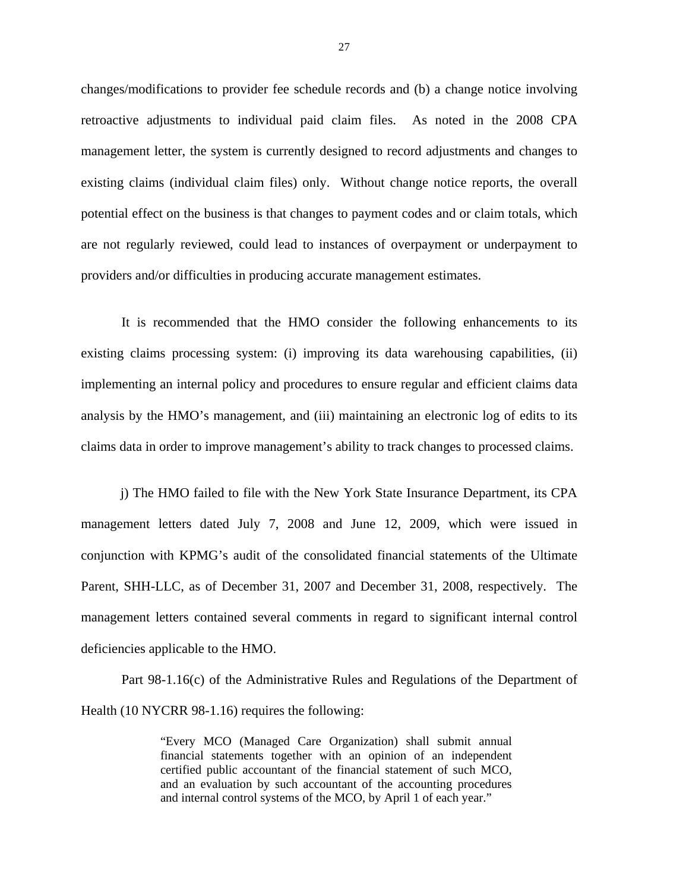changes/modifications to provider fee schedule records and (b) a change notice involving retroactive adjustments to individual paid claim files. As noted in the 2008 CPA management letter, the system is currently designed to record adjustments and changes to existing claims (individual claim files) only. Without change notice reports, the overall potential effect on the business is that changes to payment codes and or claim totals, which are not regularly reviewed, could lead to instances of overpayment or underpayment to providers and/or difficulties in producing accurate management estimates.

It is recommended that the HMO consider the following enhancements to its existing claims processing system: (i) improving its data warehousing capabilities, (ii) implementing an internal policy and procedures to ensure regular and efficient claims data analysis by the HMO's management, and (iii) maintaining an electronic log of edits to its claims data in order to improve management's ability to track changes to processed claims.

j) The HMO failed to file with the New York State Insurance Department, its CPA management letters dated July 7, 2008 and June 12, 2009, which were issued in conjunction with KPMG's audit of the consolidated financial statements of the Ultimate Parent, SHH-LLC, as of December 31, 2007 and December 31, 2008, respectively. The management letters contained several comments in regard to significant internal control deficiencies applicable to the HMO.

Part 98-1.16(c) of the Administrative Rules and Regulations of the Department of Health (10 NYCRR 98-1.16) requires the following:

> "Every MCO (Managed Care Organization) shall submit annual financial statements together with an opinion of an independent certified public accountant of the financial statement of such MCO, and an evaluation by such accountant of the accounting procedures and internal control systems of the MCO, by April 1 of each year."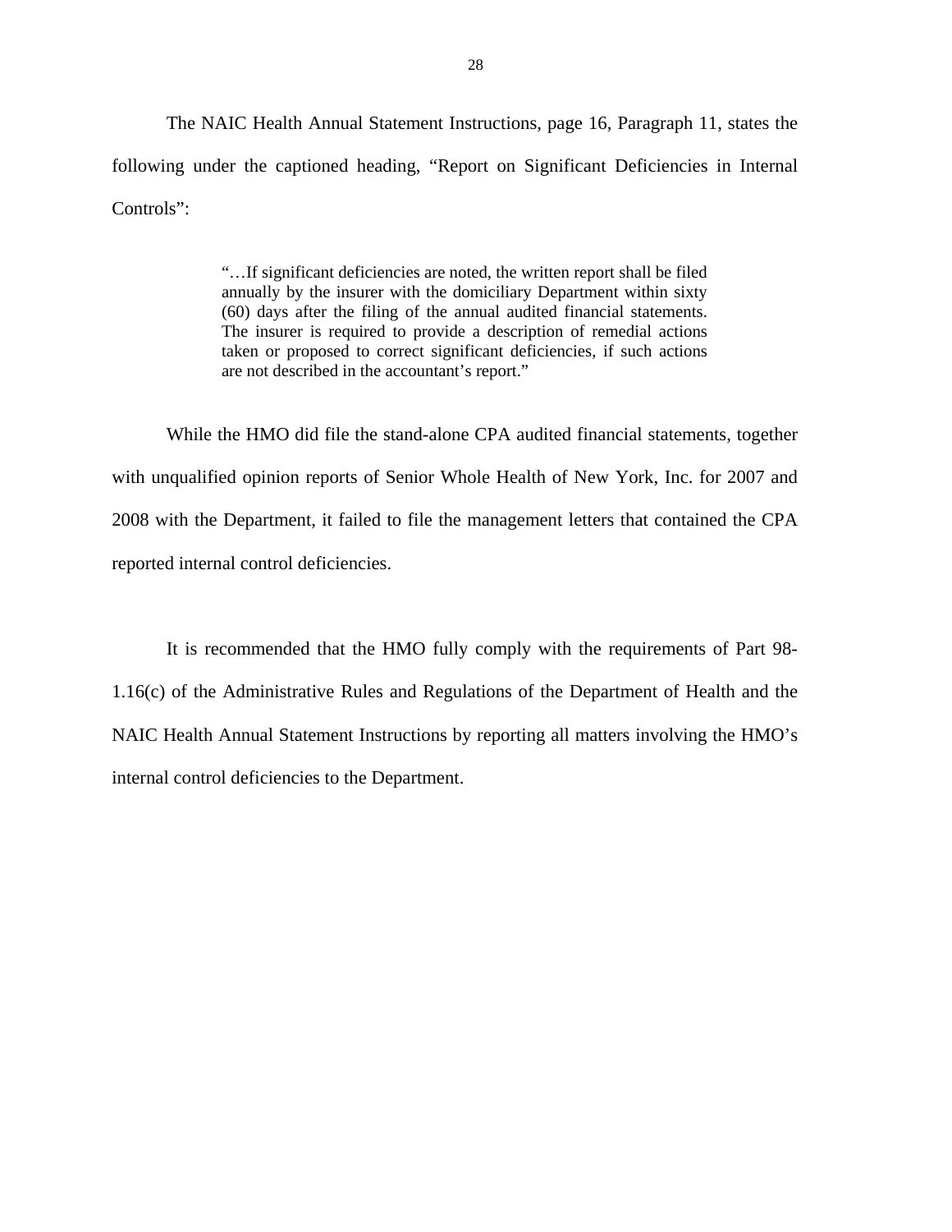The NAIC Health Annual Statement Instructions, page 16, Paragraph 11, states the following under the captioned heading, "Report on Significant Deficiencies in Internal Controls":

> "…If significant deficiencies are noted, the written report shall be filed annually by the insurer with the domiciliary Department within sixty (60) days after the filing of the annual audited financial statements. The insurer is required to provide a description of remedial actions taken or proposed to correct significant deficiencies, if such actions are not described in the accountant's report."

While the HMO did file the stand-alone CPA audited financial statements, together with unqualified opinion reports of Senior Whole Health of New York, Inc. for 2007 and 2008 with the Department, it failed to file the management letters that contained the CPA reported internal control deficiencies.

It is recommended that the HMO fully comply with the requirements of Part 98-1.16(c) of the Administrative Rules and Regulations of the Department of Health and the NAIC Health Annual Statement Instructions by reporting all matters involving the HMO's internal control deficiencies to the Department.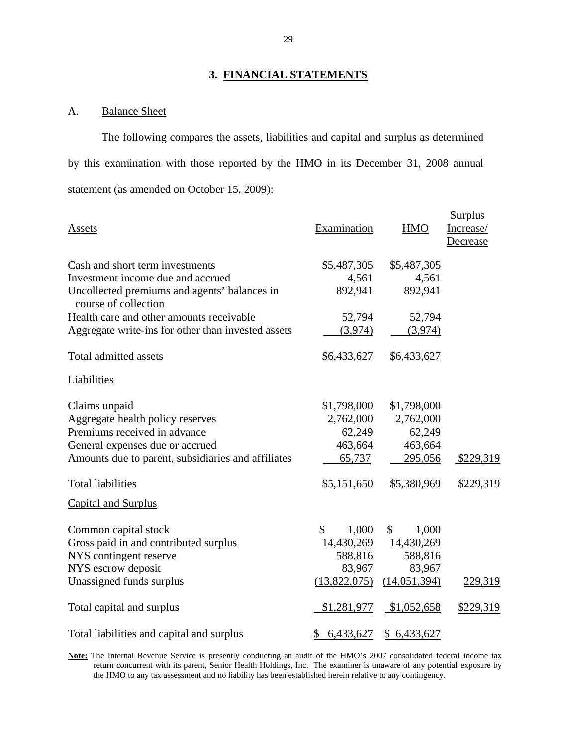## 3. FINANCIAL STATEMENTS

A. Balance Sheet

The following compares the assets, liabilities and capital and surplus as determined by this examination with those reported by the HMO in its December 31, 2008 annual statement (as amended on October 15, 2009):

| Assets | Examination | HMO | Surplus Increase/ Decrease |
|---|---|---|---|
| Cash and short term investments | $5,487,305 | $5,487,305 | |
| Investment income due and accrued | 4,561 | 4,561 | |
| Uncollected premiums and agents' balances in course of collection | 892,941 | 892,941 | |
| Health care and other amounts receivable | 52,794 | 52,794 | |
| Aggregate write-ins for other than invested assets | (3,974) | (3,974) | |
| Total admitted assets | $6,433,627 | $6,433,627 | |
| **Liabilities** | | | |
| Claims unpaid | $1,798,000 | $1,798,000 | |
| Aggregate health policy reserves | 2,762,000 | 2,762,000 | |
| Premiums received in advance | 62,249 | 62,249 | |
| General expenses due or accrued | 463,664 | 463,664 | |
| Amounts due to parent, subsidiaries and affiliates | 65,737 | 295,056 | $229,319 |
| Total liabilities | $5,151,650 | $5,380,969 | $229,319 |
| **Capital and Surplus** | | | |
| Common capital stock | $ 1,000 | $ 1,000 | |
| Gross paid in and contributed surplus | 14,430,269 | 14,430,269 | |
| NYS contingent reserve | 588,816 | 588,816 | |
| NYS escrow deposit | 83,967 | 83,967 | |
| Unassigned funds surplus | (13,822,075) | (14,051,394) | 229,319 |
| Total capital and surplus | $1,281,977 | $1,052,658 | $229,319 |
| Total liabilities and capital and surplus | $ 6,433,627 | $ 6,433,627 | |

**Note:** The Internal Revenue Service is presently conducting an audit of the HMO's 2007 consolidated federal income tax return concurrent with its parent, Senior Health Holdings, Inc. The examiner is unaware of any potential exposure by the HMO to any tax assessment and no liability has been established herein relative to any contingency.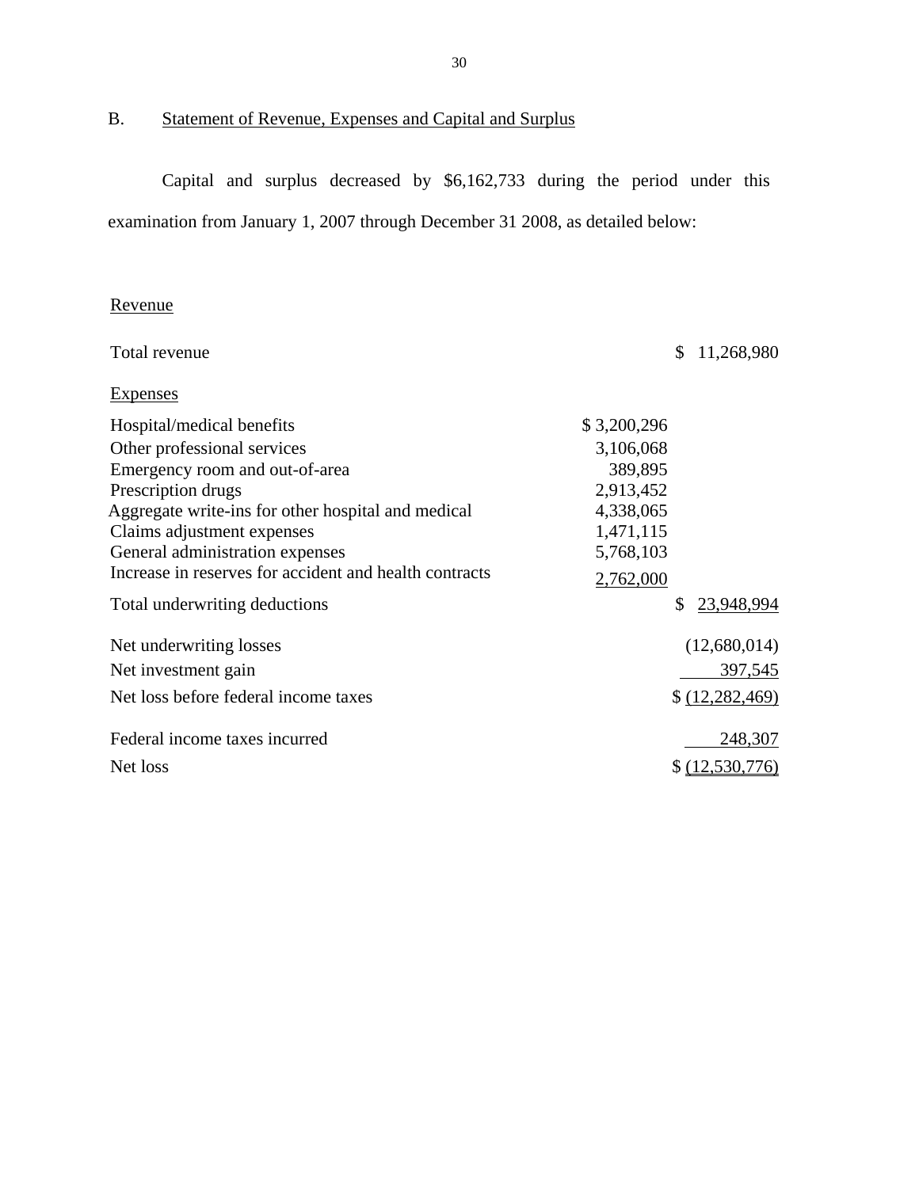## B. Statement of Revenue, Expenses and Capital and Surplus

Capital and surplus decreased by $6,162,733 during the period under this examination from January 1, 2007 through December 31 2008, as detailed below:

| | | |
|---|---|---|
| Revenue | | |
| Total revenue | | $ 11,268,980 |
| Expenses | | |
| Hospital/medical benefits | $ 3,200,296 | |
| Other professional services | 3,106,068 | |
| Emergency room and out-of-area | 389,895 | |
| Prescription drugs | 2,913,452 | |
| Aggregate write-ins for other hospital and medical | 4,338,065 | |
| Claims adjustment expenses | 1,471,115 | |
| General administration expenses | 5,768,103 | |
| Increase in reserves for accident and health contracts | 2,762,000 | |
| Total underwriting deductions | | $ 23,948,994 |
| Net underwriting losses | | (12,680,014) |
| Net investment gain | | 397,545 |
| Net loss before federal income taxes | | $ (12,282,469) |
| Federal income taxes incurred | | 248,307 |
| Net loss | | $ (12,530,776) |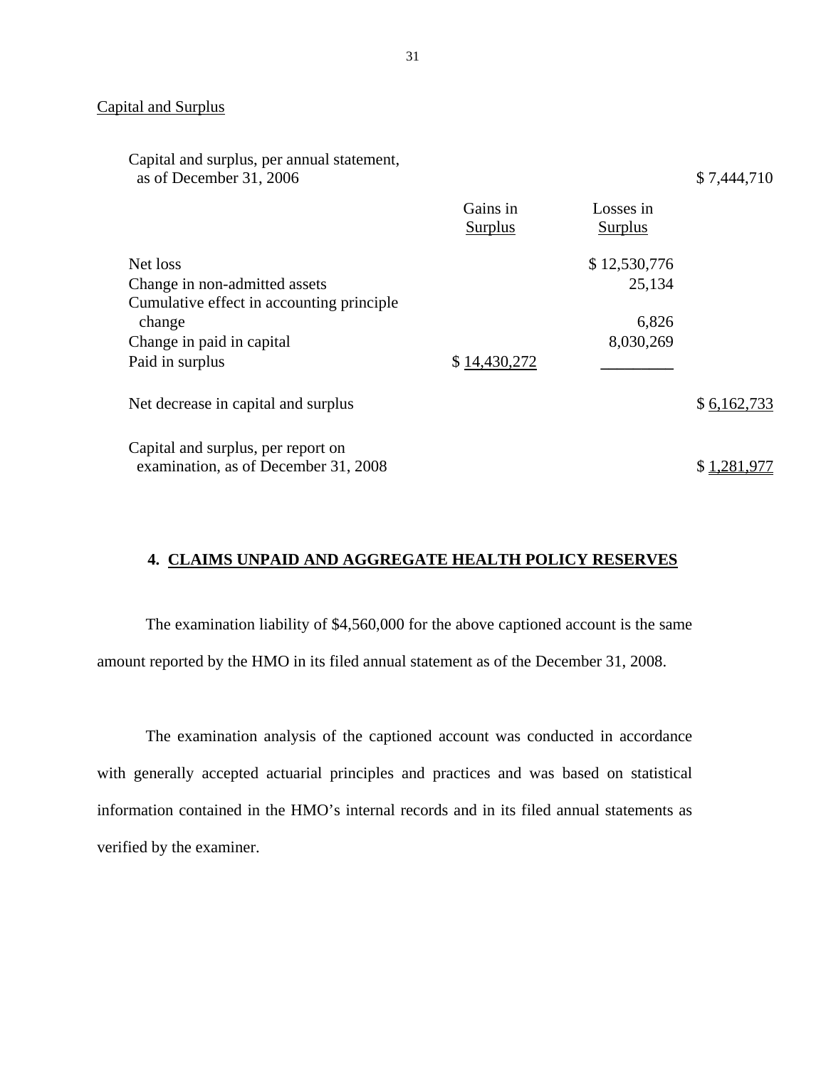Capital and Surplus

| | Gains in Surplus | Losses in Surplus | |
|---|---|---|---|
| Capital and surplus, per annual statement, as of December 31, 2006 | | | $ 7,444,710 |
| Net loss | | $ 12,530,776 | |
| Change in non-admitted assets | | 25,134 | |
| Cumulative effect in accounting principle change | | 6,826 | |
| Change in paid in capital | | 8,030,269 | |
| Paid in surplus | $ 14,430,272 | | |
| Net decrease in capital and surplus | | | $ 6,162,733 |
| Capital and surplus, per report on examination, as of December 31, 2008 | | | $ 1,281,977 |

## 4. CLAIMS UNPAID AND AGGREGATE HEALTH POLICY RESERVES

The examination liability of $4,560,000 for the above captioned account is the same amount reported by the HMO in its filed annual statement as of the December 31, 2008.

The examination analysis of the captioned account was conducted in accordance with generally accepted actuarial principles and practices and was based on statistical information contained in the HMO's internal records and in its filed annual statements as verified by the examiner.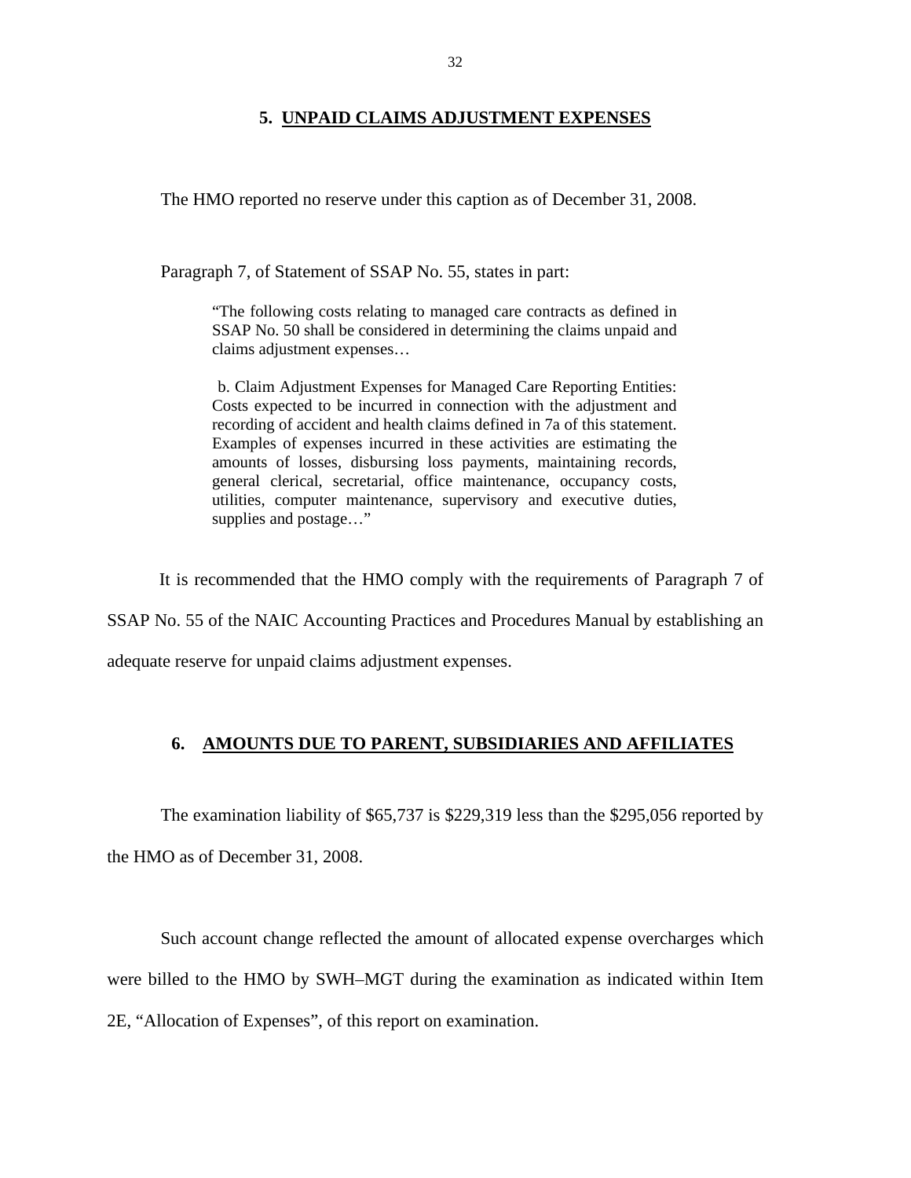## 5. UNPAID CLAIMS ADJUSTMENT EXPENSES

The HMO reported no reserve under this caption as of December 31, 2008.

Paragraph 7, of Statement of SSAP No. 55, states in part:

> "The following costs relating to managed care contracts as defined in SSAP No. 50 shall be considered in determining the claims unpaid and claims adjustment expenses…
>
> b. Claim Adjustment Expenses for Managed Care Reporting Entities: Costs expected to be incurred in connection with the adjustment and recording of accident and health claims defined in 7a of this statement. Examples of expenses incurred in these activities are estimating the amounts of losses, disbursing loss payments, maintaining records, general clerical, secretarial, office maintenance, occupancy costs, utilities, computer maintenance, supervisory and executive duties, supplies and postage…"

It is recommended that the HMO comply with the requirements of Paragraph 7 of SSAP No. 55 of the NAIC Accounting Practices and Procedures Manual by establishing an adequate reserve for unpaid claims adjustment expenses.

## 6. AMOUNTS DUE TO PARENT, SUBSIDIARIES AND AFFILIATES

The examination liability of $65,737 is $229,319 less than the $295,056 reported by the HMO as of December 31, 2008.

Such account change reflected the amount of allocated expense overcharges which were billed to the HMO by SWH–MGT during the examination as indicated within Item 2E, "Allocation of Expenses", of this report on examination.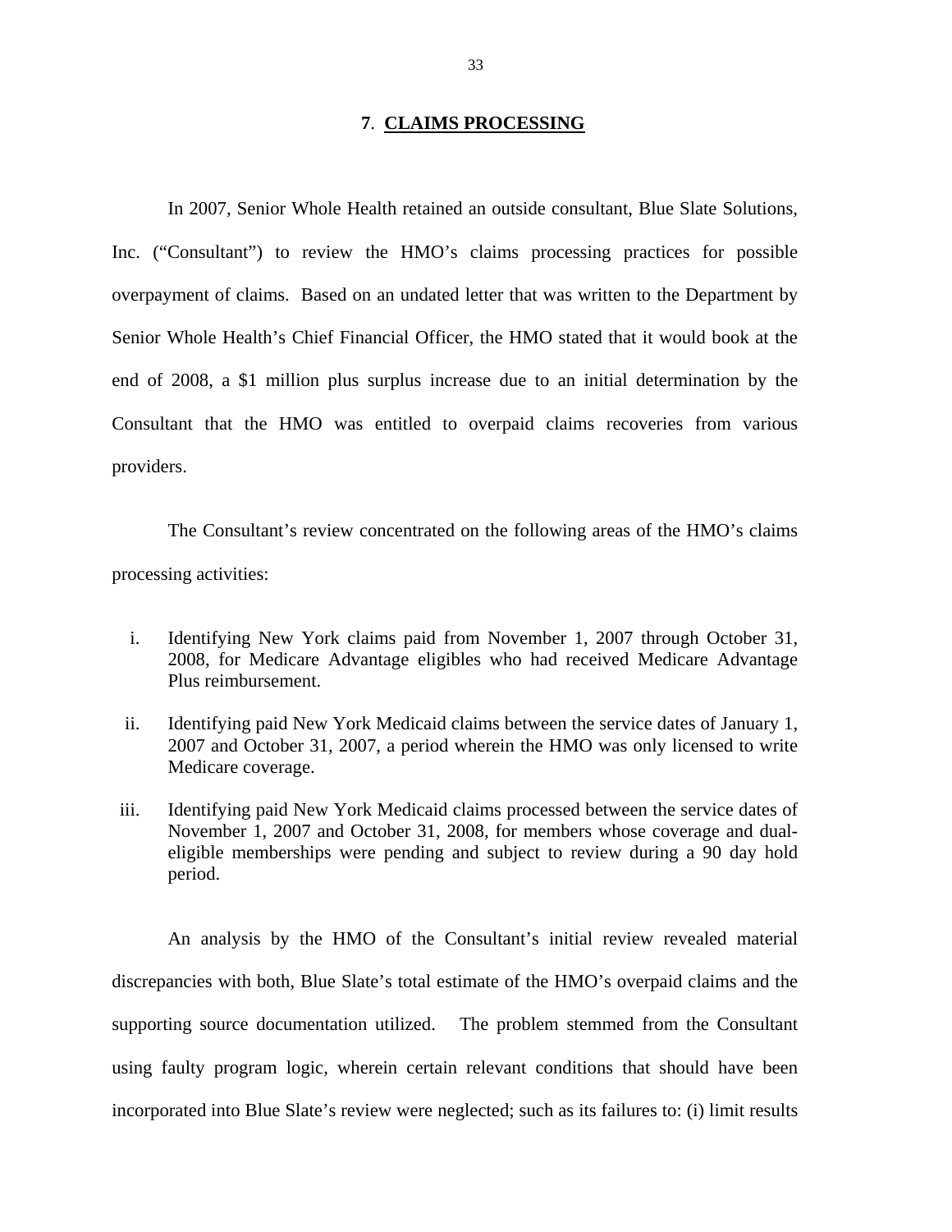## 7. CLAIMS PROCESSING

In 2007, Senior Whole Health retained an outside consultant, Blue Slate Solutions, Inc. ("Consultant") to review the HMO's claims processing practices for possible overpayment of claims. Based on an undated letter that was written to the Department by Senior Whole Health's Chief Financial Officer, the HMO stated that it would book at the end of 2008, a $1 million plus surplus increase due to an initial determination by the Consultant that the HMO was entitled to overpaid claims recoveries from various providers.

The Consultant's review concentrated on the following areas of the HMO's claims processing activities:

i. Identifying New York claims paid from November 1, 2007 through October 31, 2008, for Medicare Advantage eligibles who had received Medicare Advantage Plus reimbursement.

ii. Identifying paid New York Medicaid claims between the service dates of January 1, 2007 and October 31, 2007, a period wherein the HMO was only licensed to write Medicare coverage.

iii. Identifying paid New York Medicaid claims processed between the service dates of November 1, 2007 and October 31, 2008, for members whose coverage and dual-eligible memberships were pending and subject to review during a 90 day hold period.

An analysis by the HMO of the Consultant's initial review revealed material discrepancies with both, Blue Slate's total estimate of the HMO's overpaid claims and the supporting source documentation utilized. The problem stemmed from the Consultant using faulty program logic, wherein certain relevant conditions that should have been incorporated into Blue Slate's review were neglected; such as its failures to: (i) limit results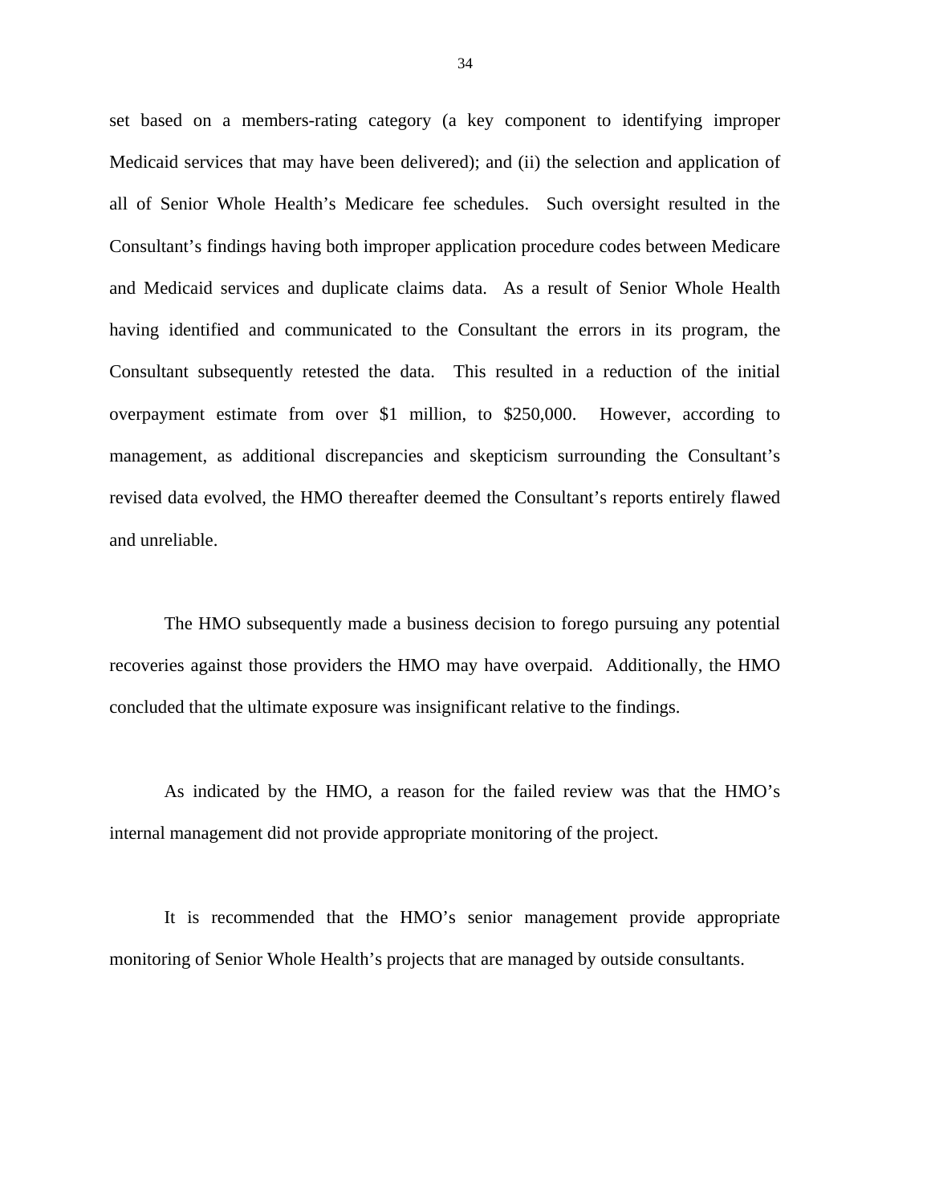set based on a members-rating category (a key component to identifying improper Medicaid services that may have been delivered); and (ii) the selection and application of all of Senior Whole Health's Medicare fee schedules. Such oversight resulted in the Consultant's findings having both improper application procedure codes between Medicare and Medicaid services and duplicate claims data. As a result of Senior Whole Health having identified and communicated to the Consultant the errors in its program, the Consultant subsequently retested the data. This resulted in a reduction of the initial overpayment estimate from over $1 million, to $250,000. However, according to management, as additional discrepancies and skepticism surrounding the Consultant's revised data evolved, the HMO thereafter deemed the Consultant's reports entirely flawed and unreliable.

The HMO subsequently made a business decision to forego pursuing any potential recoveries against those providers the HMO may have overpaid. Additionally, the HMO concluded that the ultimate exposure was insignificant relative to the findings.

As indicated by the HMO, a reason for the failed review was that the HMO's internal management did not provide appropriate monitoring of the project.

It is recommended that the HMO's senior management provide appropriate monitoring of Senior Whole Health's projects that are managed by outside consultants.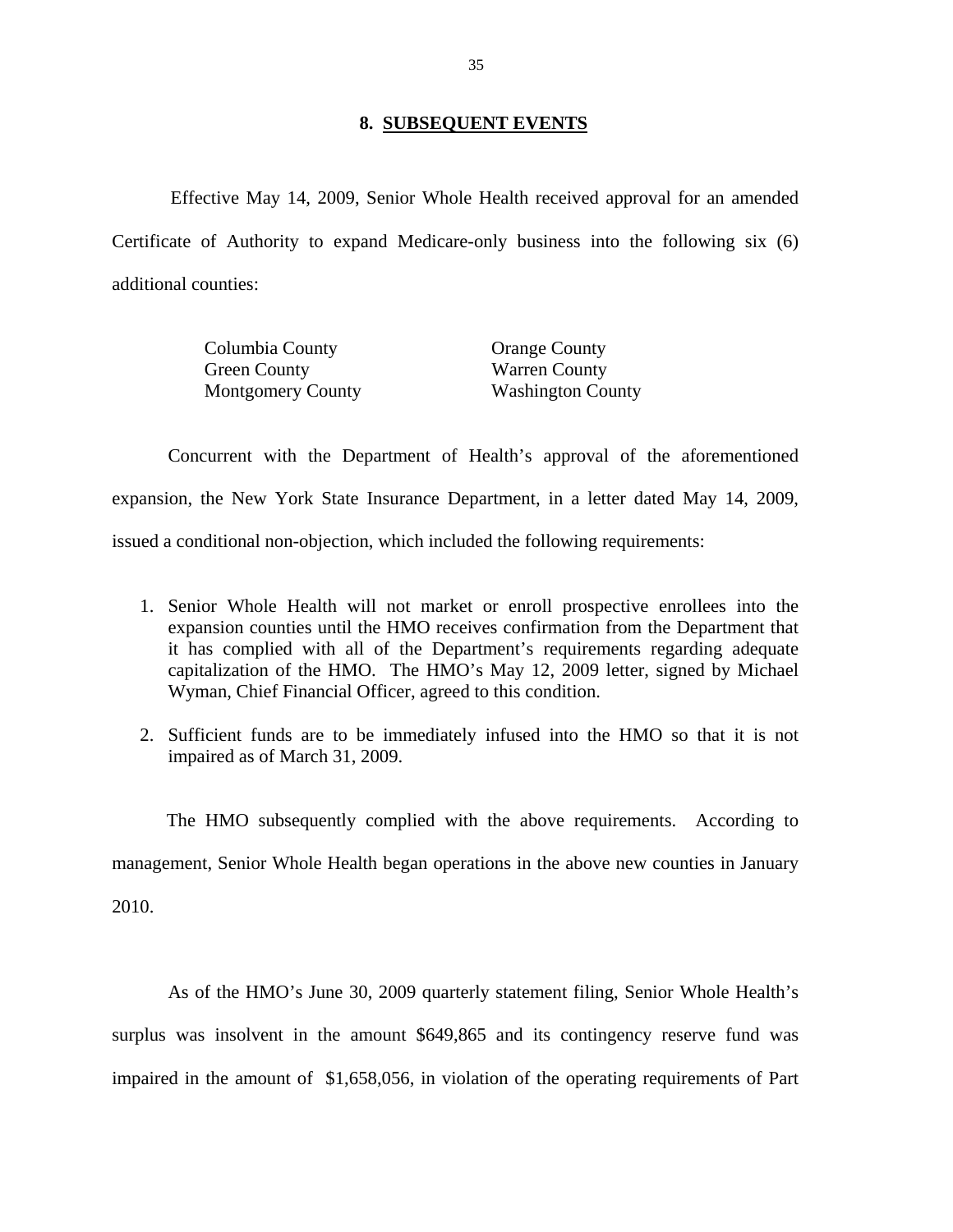## 8. SUBSEQUENT EVENTS

Effective May 14, 2009, Senior Whole Health received approval for an amended Certificate of Authority to expand Medicare-only business into the following six (6) additional counties:

| | |
|---|---|
| Columbia County | Orange County |
| Green County | Warren County |
| Montgomery County | Washington County |

Concurrent with the Department of Health's approval of the aforementioned expansion, the New York State Insurance Department, in a letter dated May 14, 2009, issued a conditional non-objection, which included the following requirements:

1. Senior Whole Health will not market or enroll prospective enrollees into the expansion counties until the HMO receives confirmation from the Department that it has complied with all of the Department's requirements regarding adequate capitalization of the HMO. The HMO's May 12, 2009 letter, signed by Michael Wyman, Chief Financial Officer, agreed to this condition.
2. Sufficient funds are to be immediately infused into the HMO so that it is not impaired as of March 31, 2009.

The HMO subsequently complied with the above requirements. According to management, Senior Whole Health began operations in the above new counties in January 2010.

As of the HMO's June 30, 2009 quarterly statement filing, Senior Whole Health's surplus was insolvent in the amount $649,865 and its contingency reserve fund was impaired in the amount of $1,658,056, in violation of the operating requirements of Part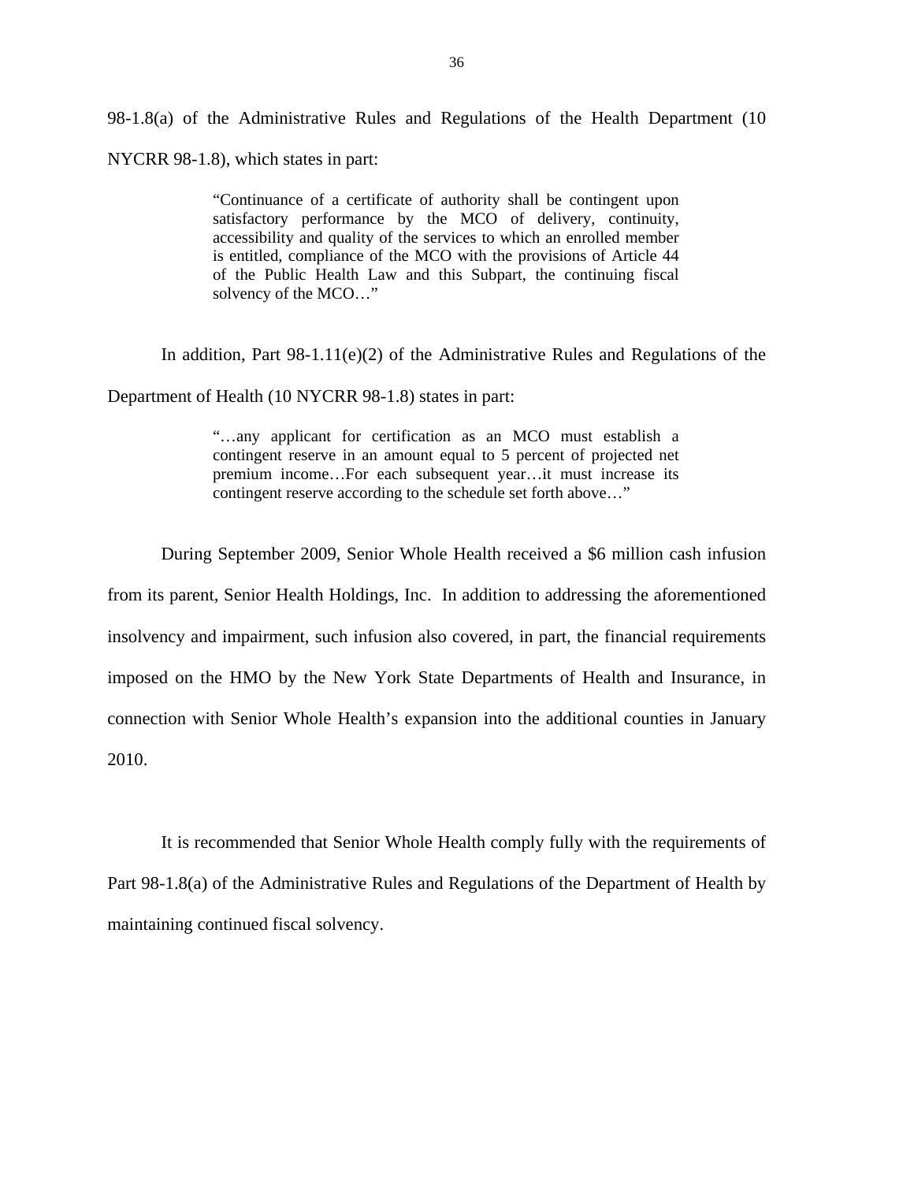98-1.8(a) of the Administrative Rules and Regulations of the Health Department (10 NYCRR 98-1.8), which states in part:

> "Continuance of a certificate of authority shall be contingent upon satisfactory performance by the MCO of delivery, continuity, accessibility and quality of the services to which an enrolled member is entitled, compliance of the MCO with the provisions of Article 44 of the Public Health Law and this Subpart, the continuing fiscal solvency of the MCO…"

In addition, Part 98-1.11(e)(2) of the Administrative Rules and Regulations of the Department of Health (10 NYCRR 98-1.8) states in part:

> "…any applicant for certification as an MCO must establish a contingent reserve in an amount equal to 5 percent of projected net premium income…For each subsequent year…it must increase its contingent reserve according to the schedule set forth above…"

During September 2009, Senior Whole Health received a $6 million cash infusion from its parent, Senior Health Holdings, Inc. In addition to addressing the aforementioned insolvency and impairment, such infusion also covered, in part, the financial requirements imposed on the HMO by the New York State Departments of Health and Insurance, in connection with Senior Whole Health's expansion into the additional counties in January 2010.

It is recommended that Senior Whole Health comply fully with the requirements of Part 98-1.8(a) of the Administrative Rules and Regulations of the Department of Health by maintaining continued fiscal solvency.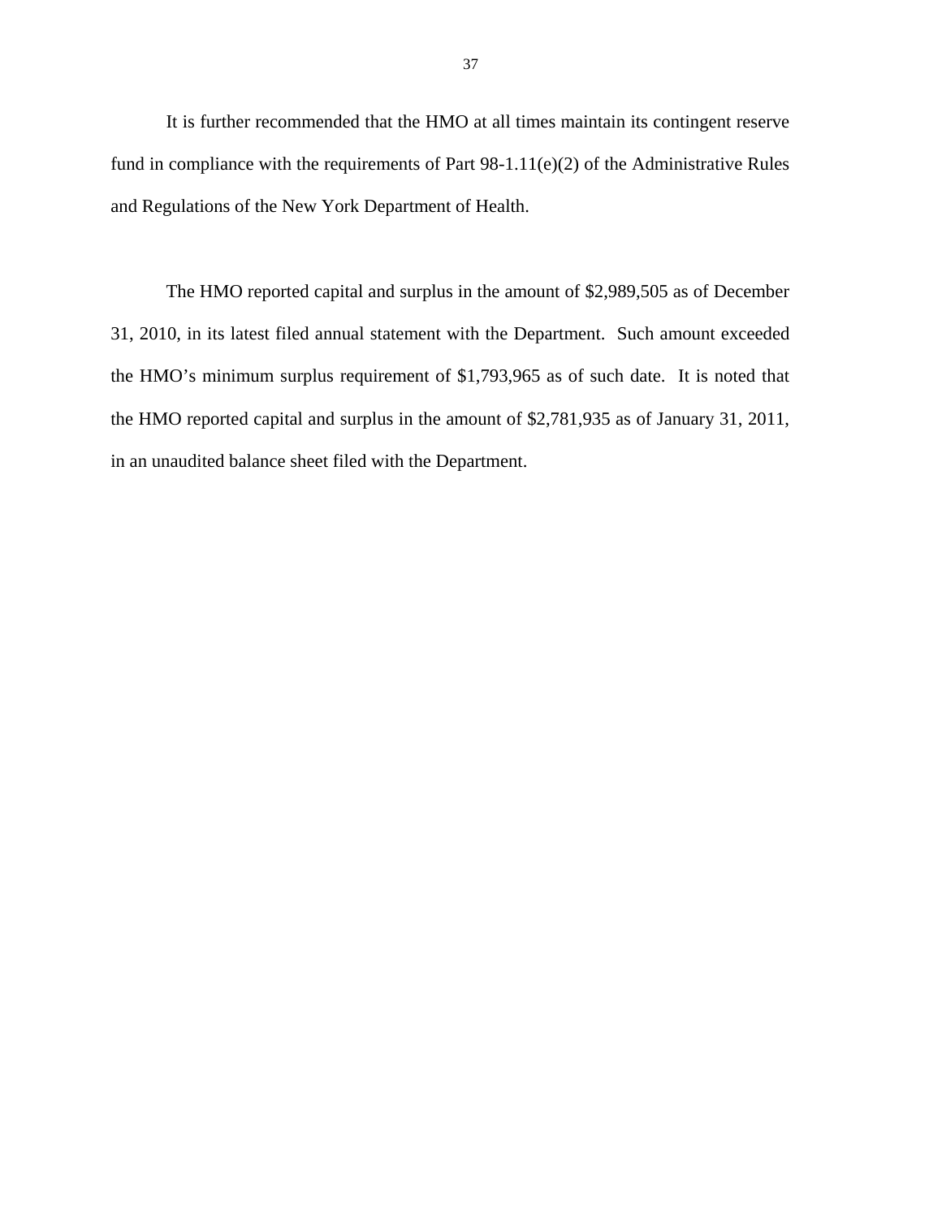It is further recommended that the HMO at all times maintain its contingent reserve fund in compliance with the requirements of Part 98-1.11(e)(2) of the Administrative Rules and Regulations of the New York Department of Health.

The HMO reported capital and surplus in the amount of $2,989,505 as of December 31, 2010, in its latest filed annual statement with the Department. Such amount exceeded the HMO's minimum surplus requirement of $1,793,965 as of such date. It is noted that the HMO reported capital and surplus in the amount of $2,781,935 as of January 31, 2011, in an unaudited balance sheet filed with the Department.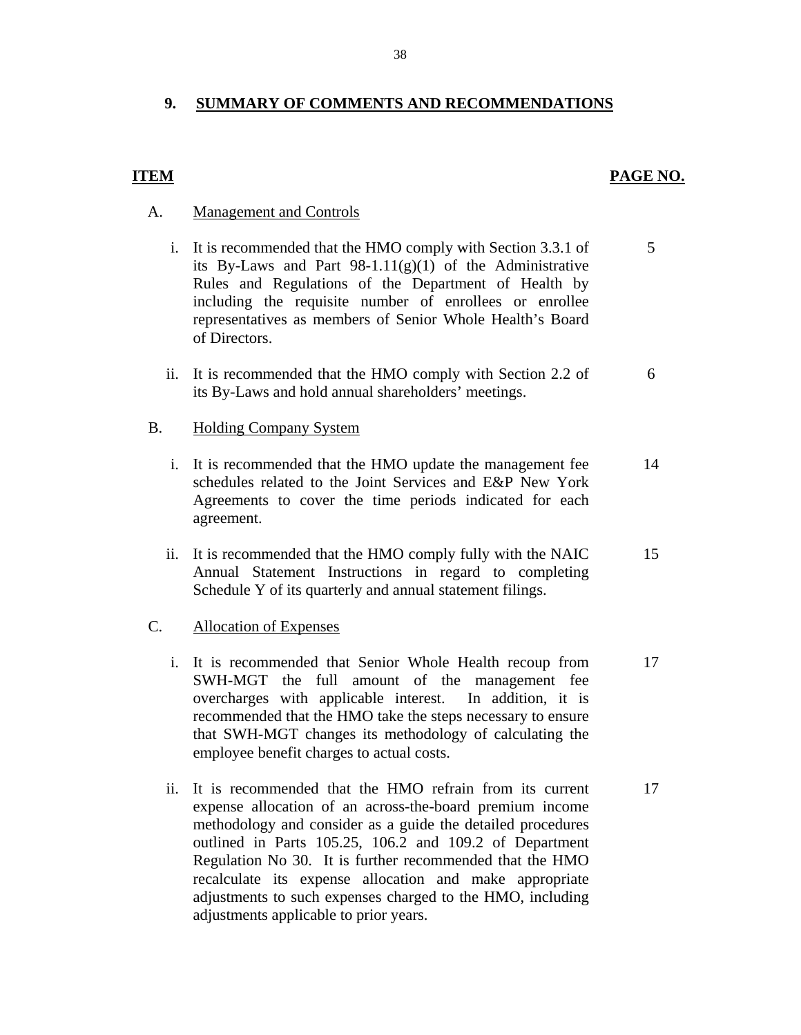## 9. SUMMARY OF COMMENTS AND RECOMMENDATIONS

| ITEM | | PAGE NO. |
|---|---|---|
| A. | Management and Controls | |
| i. | It is recommended that the HMO comply with Section 3.3.1 of its By-Laws and Part 98-1.11(g)(1) of the Administrative Rules and Regulations of the Department of Health by including the requisite number of enrollees or enrollee representatives as members of Senior Whole Health's Board of Directors. | 5 |
| ii. | It is recommended that the HMO comply with Section 2.2 of its By-Laws and hold annual shareholders' meetings. | 6 |
| B. | Holding Company System | |
| i. | It is recommended that the HMO update the management fee schedules related to the Joint Services and E&P New York Agreements to cover the time periods indicated for each agreement. | 14 |
| ii. | It is recommended that the HMO comply fully with the NAIC Annual Statement Instructions in regard to completing Schedule Y of its quarterly and annual statement filings. | 15 |
| C. | Allocation of Expenses | |
| i. | It is recommended that Senior Whole Health recoup from SWH-MGT the full amount of the management fee overcharges with applicable interest. In addition, it is recommended that the HMO take the steps necessary to ensure that SWH-MGT changes its methodology of calculating the employee benefit charges to actual costs. | 17 |
| ii. | It is recommended that the HMO refrain from its current expense allocation of an across-the-board premium income methodology and consider as a guide the detailed procedures outlined in Parts 105.25, 106.2 and 109.2 of Department Regulation No 30. It is further recommended that the HMO recalculate its expense allocation and make appropriate adjustments to such expenses charged to the HMO, including adjustments applicable to prior years. | 17 |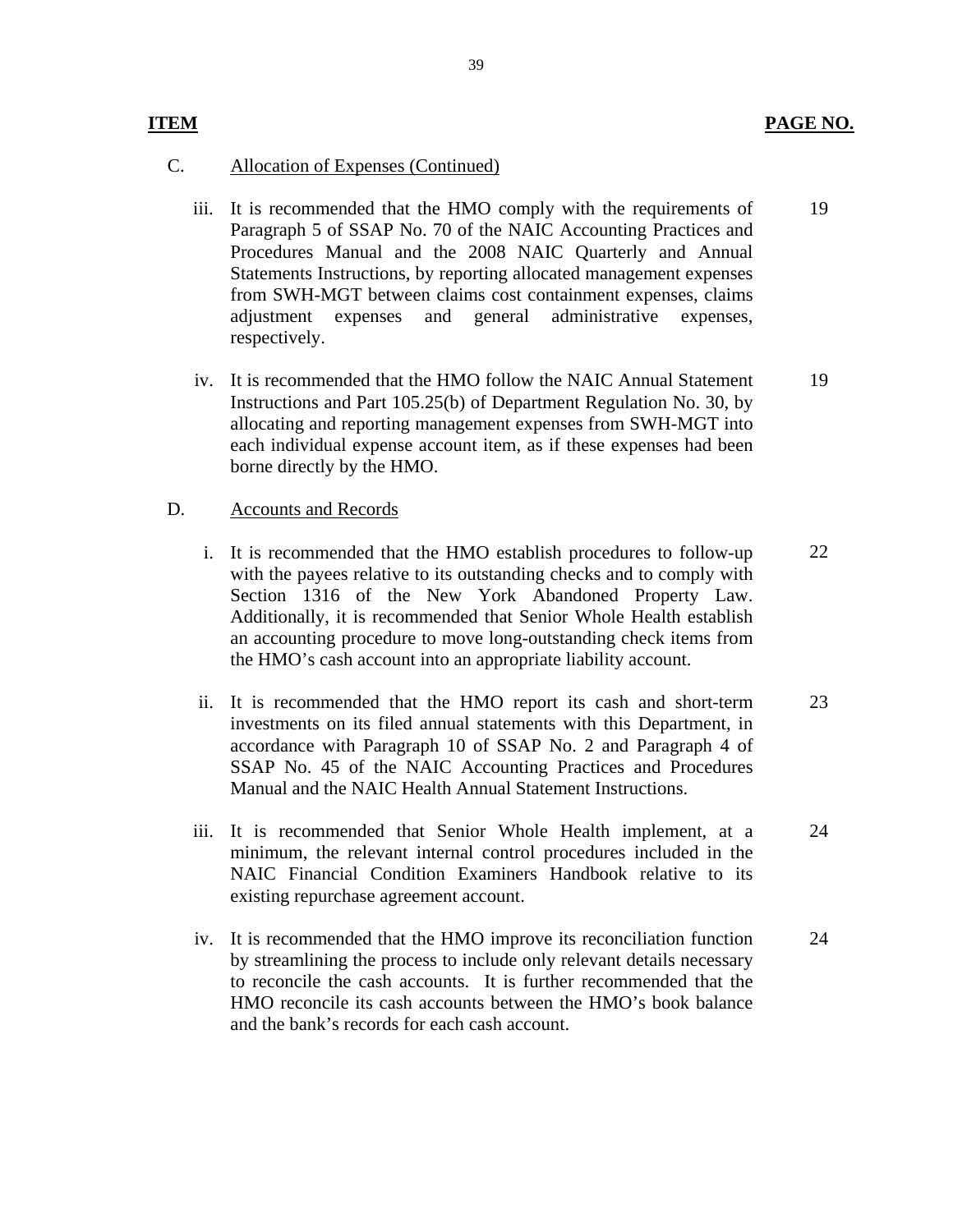| ITEM | | PAGE NO. |
|---|---|---|
| C. | Allocation of Expenses (Continued) | |
| iii. | It is recommended that the HMO comply with the requirements of Paragraph 5 of SSAP No. 70 of the NAIC Accounting Practices and Procedures Manual and the 2008 NAIC Quarterly and Annual Statements Instructions, by reporting allocated management expenses from SWH-MGT between claims cost containment expenses, claims adjustment expenses and general administrative expenses, respectively. | 19 |
| iv. | It is recommended that the HMO follow the NAIC Annual Statement Instructions and Part 105.25(b) of Department Regulation No. 30, by allocating and reporting management expenses from SWH-MGT into each individual expense account item, as if these expenses had been borne directly by the HMO. | 19 |
| D. | Accounts and Records | |
| i. | It is recommended that the HMO establish procedures to follow-up with the payees relative to its outstanding checks and to comply with Section 1316 of the New York Abandoned Property Law. Additionally, it is recommended that Senior Whole Health establish an accounting procedure to move long-outstanding check items from the HMO's cash account into an appropriate liability account. | 22 |
| ii. | It is recommended that the HMO report its cash and short-term investments on its filed annual statements with this Department, in accordance with Paragraph 10 of SSAP No. 2 and Paragraph 4 of SSAP No. 45 of the NAIC Accounting Practices and Procedures Manual and the NAIC Health Annual Statement Instructions. | 23 |
| iii. | It is recommended that Senior Whole Health implement, at a minimum, the relevant internal control procedures included in the NAIC Financial Condition Examiners Handbook relative to its existing repurchase agreement account. | 24 |
| iv. | It is recommended that the HMO improve its reconciliation function by streamlining the process to include only relevant details necessary to reconcile the cash accounts. It is further recommended that the HMO reconcile its cash accounts between the HMO's book balance and the bank's records for each cash account. | 24 |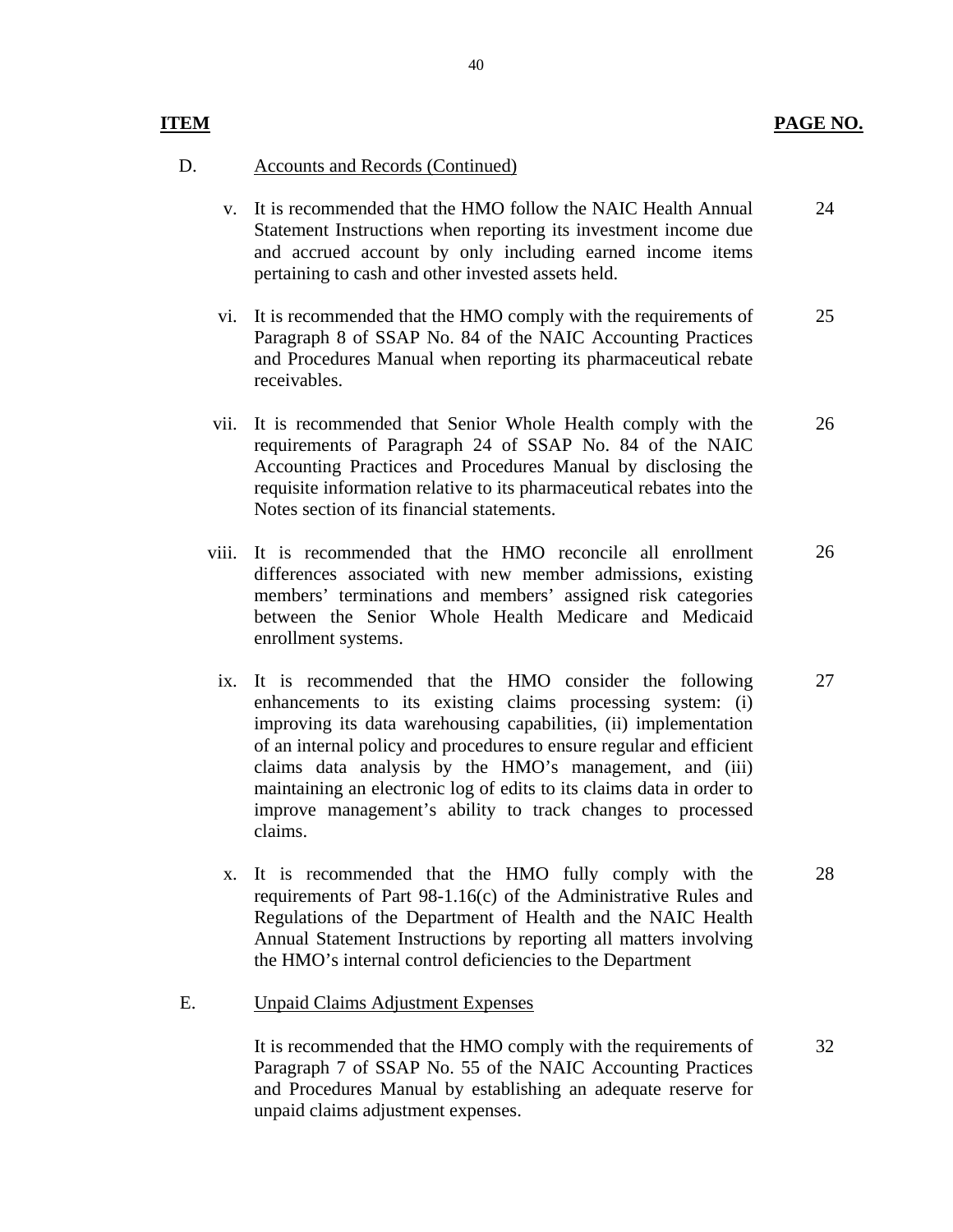| ITEM | | PAGE NO. |
|---|---|---|
| D. | Accounts and Records (Continued) | |
| v. | It is recommended that the HMO follow the NAIC Health Annual Statement Instructions when reporting its investment income due and accrued account by only including earned income items pertaining to cash and other invested assets held. | 24 |
| vi. | It is recommended that the HMO comply with the requirements of Paragraph 8 of SSAP No. 84 of the NAIC Accounting Practices and Procedures Manual when reporting its pharmaceutical rebate receivables. | 25 |
| vii. | It is recommended that Senior Whole Health comply with the requirements of Paragraph 24 of SSAP No. 84 of the NAIC Accounting Practices and Procedures Manual by disclosing the requisite information relative to its pharmaceutical rebates into the Notes section of its financial statements. | 26 |
| viii. | It is recommended that the HMO reconcile all enrollment differences associated with new member admissions, existing members' terminations and members' assigned risk categories between the Senior Whole Health Medicare and Medicaid enrollment systems. | 26 |
| ix. | It is recommended that the HMO consider the following enhancements to its existing claims processing system: (i) improving its data warehousing capabilities, (ii) implementation of an internal policy and procedures to ensure regular and efficient claims data analysis by the HMO's management, and (iii) maintaining an electronic log of edits to its claims data in order to improve management's ability to track changes to processed claims. | 27 |
| x. | It is recommended that the HMO fully comply with the requirements of Part 98-1.16(c) of the Administrative Rules and Regulations of the Department of Health and the NAIC Health Annual Statement Instructions by reporting all matters involving the HMO's internal control deficiencies to the Department | 28 |
| E. | Unpaid Claims Adjustment Expenses | |
| | It is recommended that the HMO comply with the requirements of Paragraph 7 of SSAP No. 55 of the NAIC Accounting Practices and Procedures Manual by establishing an adequate reserve for unpaid claims adjustment expenses. | 32 |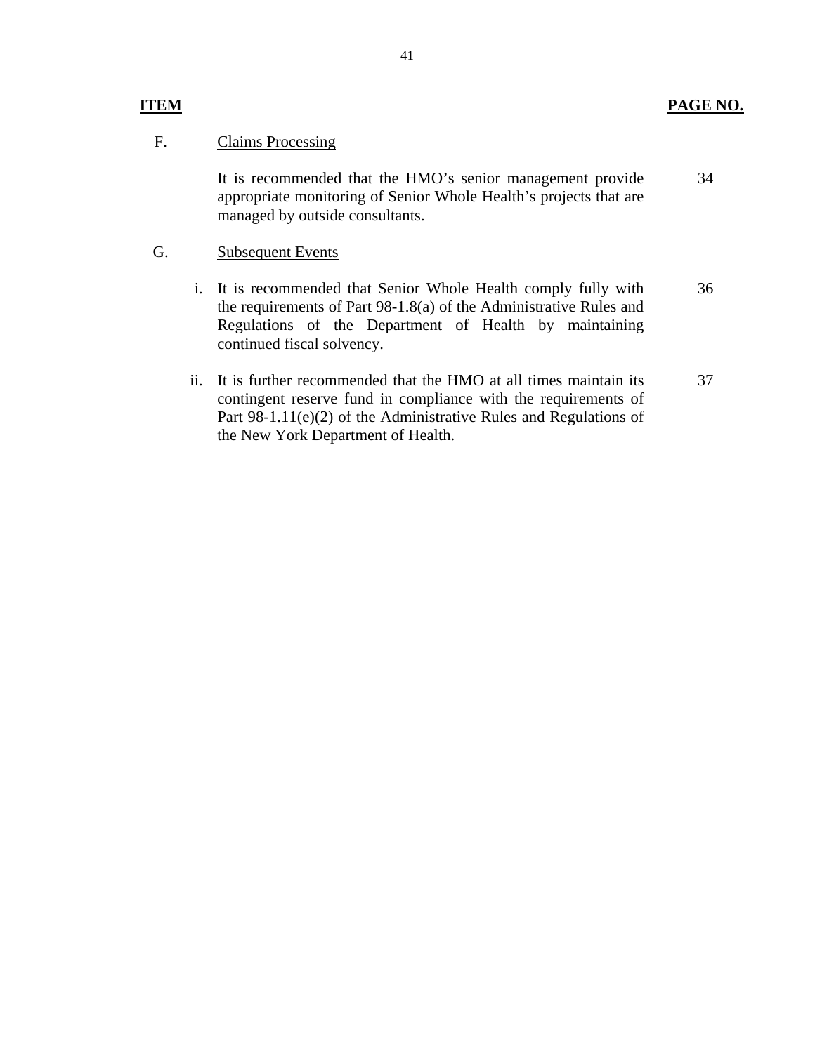| ITEM | | PAGE NO. |
|---|---|---|
| F. | Claims Processing | |
| | It is recommended that the HMO's senior management provide appropriate monitoring of Senior Whole Health's projects that are managed by outside consultants. | 34 |
| G. | Subsequent Events | |
| | i. It is recommended that Senior Whole Health comply fully with the requirements of Part 98-1.8(a) of the Administrative Rules and Regulations of the Department of Health by maintaining continued fiscal solvency. | 36 |
| | ii. It is further recommended that the HMO at all times maintain its contingent reserve fund in compliance with the requirements of Part 98-1.11(e)(2) of the Administrative Rules and Regulations of the New York Department of Health. | 37 |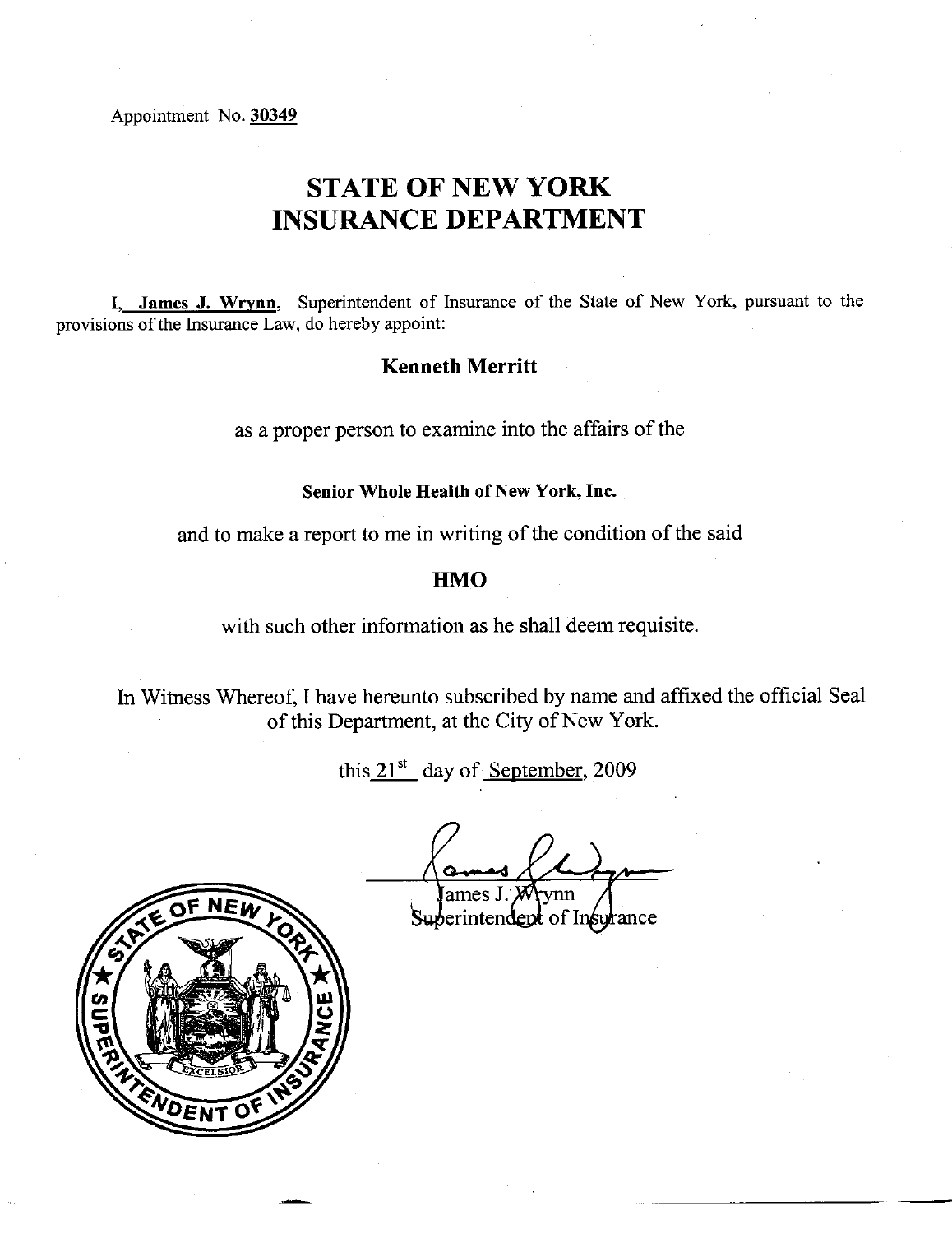Appointment No. **30349**

# STATE OF NEW YORK
# INSURANCE DEPARTMENT

I, **James J. Wrynn**, Superintendent of Insurance of the State of New York, pursuant to the provisions of the Insurance Law, do hereby appoint:

**Kenneth Merritt**

as a proper person to examine into the affairs of the

**Senior Whole Health of New York, Inc.**

and to make a report to me in writing of the condition of the said

**HMO**

with such other information as he shall deem requisite.

In Witness Whereof, I have hereunto subscribed by name and affixed the official Seal of this Department, at the City of New York.

this 21st day of September, 2009

James J. Wrynn
Superintendent of Insurance

STATE OF NEW YORK SUPERINTENDENT OF INSURANCE
EXCELSIOR